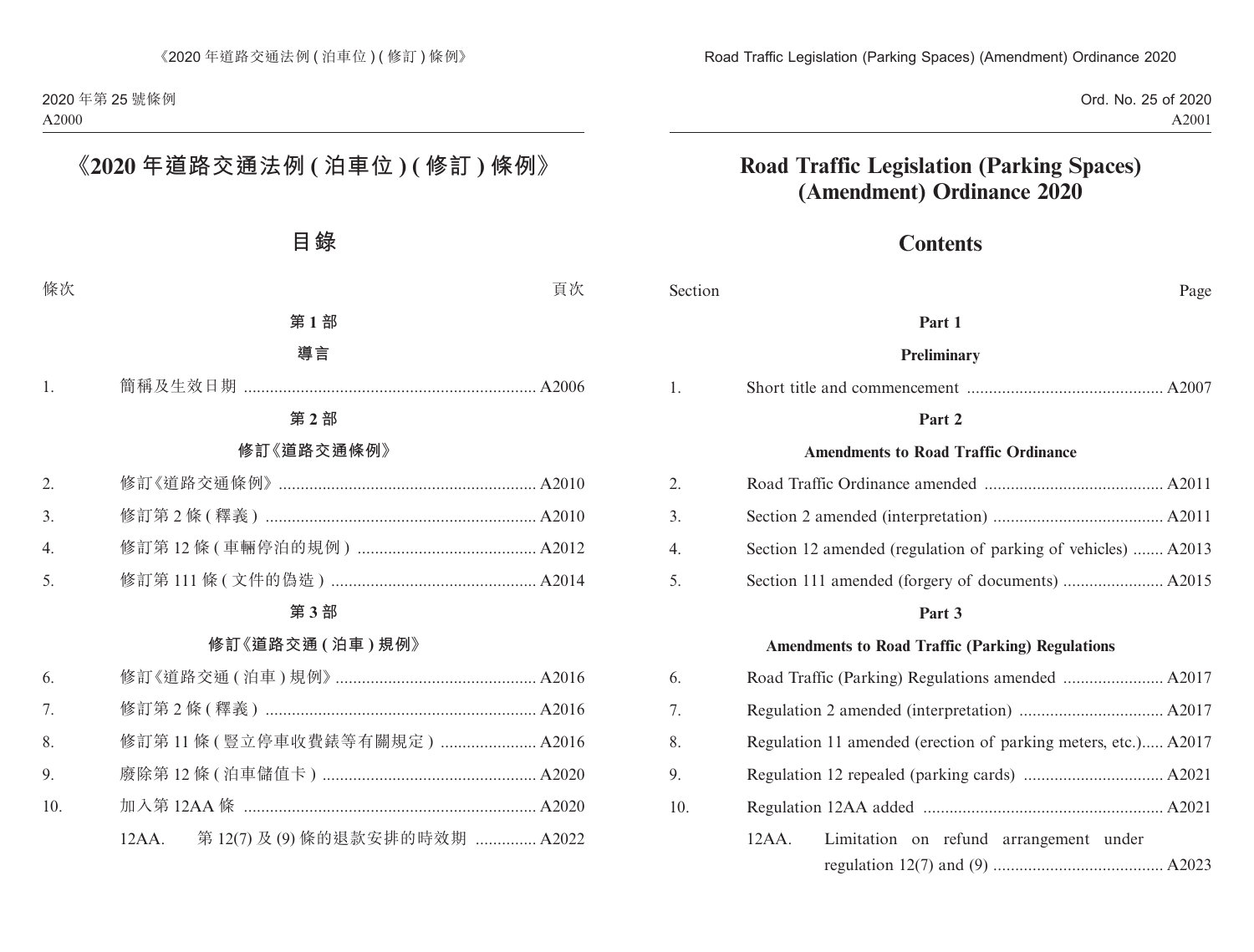# 《2020 年道路交通法例 ( 泊車位 ) ( 修訂 ) 條例》

## 目錄

| 條次 | | 頁次 |
|---|---|---|
| | **第 1 部** | |
| | **導言** | |
| 1. | 簡稱及生效日期 | A2006 |
| | **第 2 部** | |
| | **修訂《道路交通條例》** | |
| 2. | 修訂《道路交通條例》 | A2010 |
| 3. | 修訂第 2 條 ( 釋義 ) | A2010 |
| 4. | 修訂第 12 條 ( 車輛停泊的規例 ) | A2012 |
| 5. | 修訂第 111 條 ( 文件的偽造 ) | A2014 |
| | **第 3 部** | |
| | **修訂《道路交通 ( 泊車 ) 規例》** | |
| 6. | 修訂《道路交通 ( 泊車 ) 規例》 | A2016 |
| 7. | 修訂第 2 條 ( 釋義 ) | A2016 |
| 8. | 修訂第 11 條 ( 豎立停車收費錶等有關規定 ) | A2016 |
| 9. | 廢除第 12 條 ( 泊車儲值卡 ) | A2020 |
| 10. | 加入第 12AA 條 | A2020 |
| | 12AA. 第 12(7) 及 (9) 條的退款安排的時效期 | A2022 |

# Road Traffic Legislation (Parking Spaces) (Amendment) Ordinance 2020

## Contents

| Section | | Page |
|---|---|---|
| | **Part 1** | |
| | **Preliminary** | |
| 1. | Short title and commencement | A2007 |
| | **Part 2** | |
| | **Amendments to Road Traffic Ordinance** | |
| 2. | Road Traffic Ordinance amended | A2011 |
| 3. | Section 2 amended (interpretation) | A2011 |
| 4. | Section 12 amended (regulation of parking of vehicles) | A2013 |
| 5. | Section 111 amended (forgery of documents) | A2015 |
| | **Part 3** | |
| | **Amendments to Road Traffic (Parking) Regulations** | |
| 6. | Road Traffic (Parking) Regulations amended | A2017 |
| 7. | Regulation 2 amended (interpretation) | A2017 |
| 8. | Regulation 11 amended (erection of parking meters, etc.) | A2017 |
| 9. | Regulation 12 repealed (parking cards) | A2021 |
| 10. | Regulation 12AA added | A2021 |
| | 12AA. Limitation on refund arrangement under regulation 12(7) and (9) | A2023 |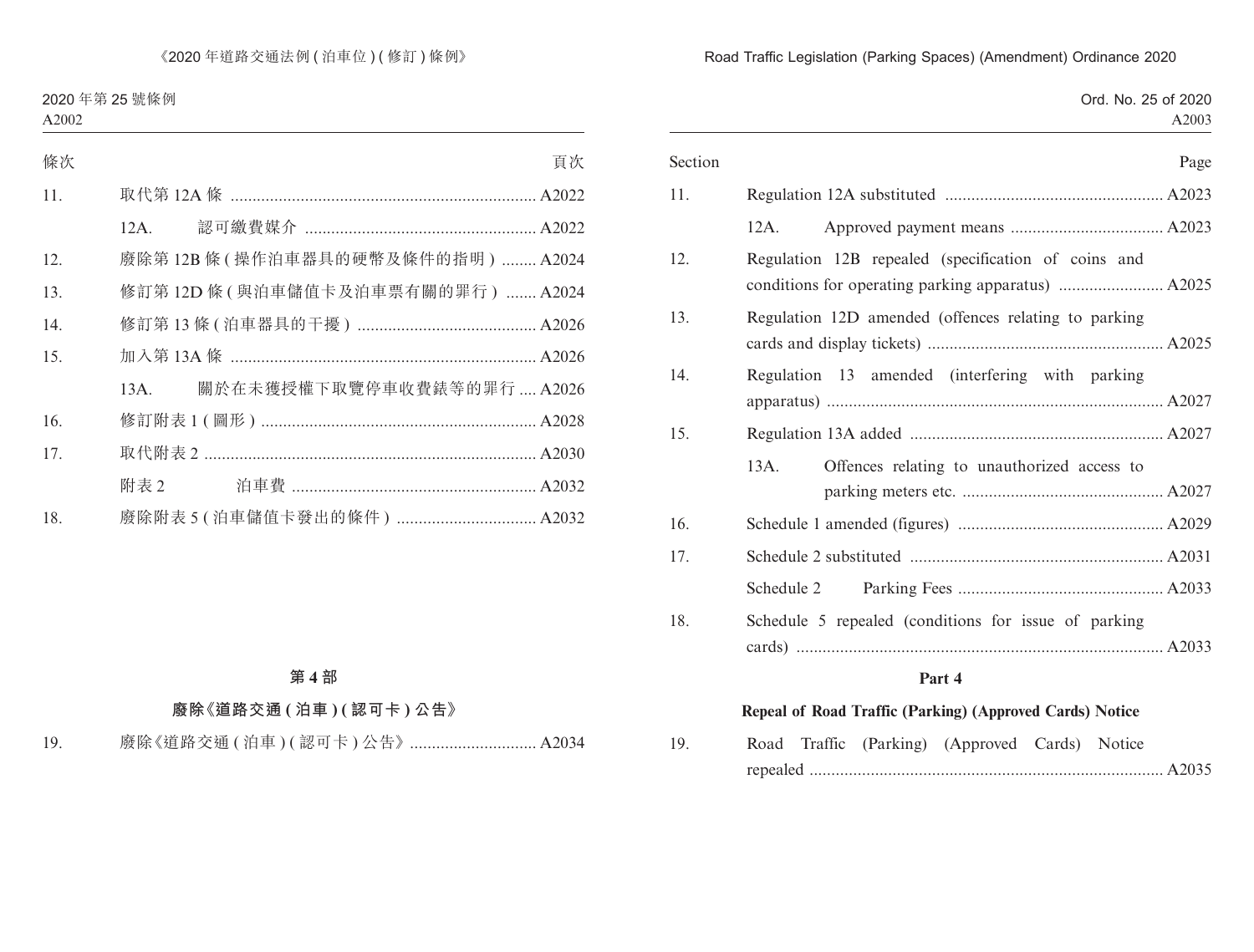| 條次 | | 頁次 |
|---|---|---|
| 11. | 取代第 12A 條 | A2022 |
| | 12A. 認可繳費媒介 | A2022 |
| 12. | 廢除第 12B 條 ( 操作泊車器具的硬幣及條件的指明 ) | A2024 |
| 13. | 修訂第 12D 條 ( 與泊車儲值卡及泊車票有關的罪行 ) | A2024 |
| 14. | 修訂第 13 條 ( 泊車器具的干擾 ) | A2026 |
| 15. | 加入第 13A 條 | A2026 |
| | 13A. 關於在未獲授權下取覽停車收費錶等的罪行 | A2026 |
| 16. | 修訂附表 1 ( 圖形 ) | A2028 |
| 17. | 取代附表 2 | A2030 |
| | 附表 2 泊車費 | A2032 |
| 18. | 廢除附表 5 ( 泊車儲值卡發出的條件 ) | A2032 |

**第 4 部**

**廢除《道路交通 ( 泊車 ) ( 認可卡 ) 公告》**

| | | |
|---|---|---|
| 19. | 廢除《道路交通 ( 泊車 ) ( 認可卡 ) 公告》 | A2034 |

| Section | | Page |
|---|---|---|
| 11. | Regulation 12A substituted | A2023 |
| | 12A. Approved payment means | A2023 |
| 12. | Regulation 12B repealed (specification of coins and conditions for operating parking apparatus) | A2025 |
| 13. | Regulation 12D amended (offences relating to parking cards and display tickets) | A2025 |
| 14. | Regulation 13 amended (interfering with parking apparatus) | A2027 |
| 15. | Regulation 13A added | A2027 |
| | 13A. Offences relating to unauthorized access to parking meters etc. | A2027 |
| 16. | Schedule 1 amended (figures) | A2029 |
| 17. | Schedule 2 substituted | A2031 |
| | Schedule 2 Parking Fees | A2033 |
| 18. | Schedule 5 repealed (conditions for issue of parking cards) | A2033 |

**Part 4**

**Repeal of Road Traffic (Parking) (Approved Cards) Notice**

| | | |
|---|---|---|
| 19. | Road Traffic (Parking) (Approved Cards) Notice repealed | A2035 |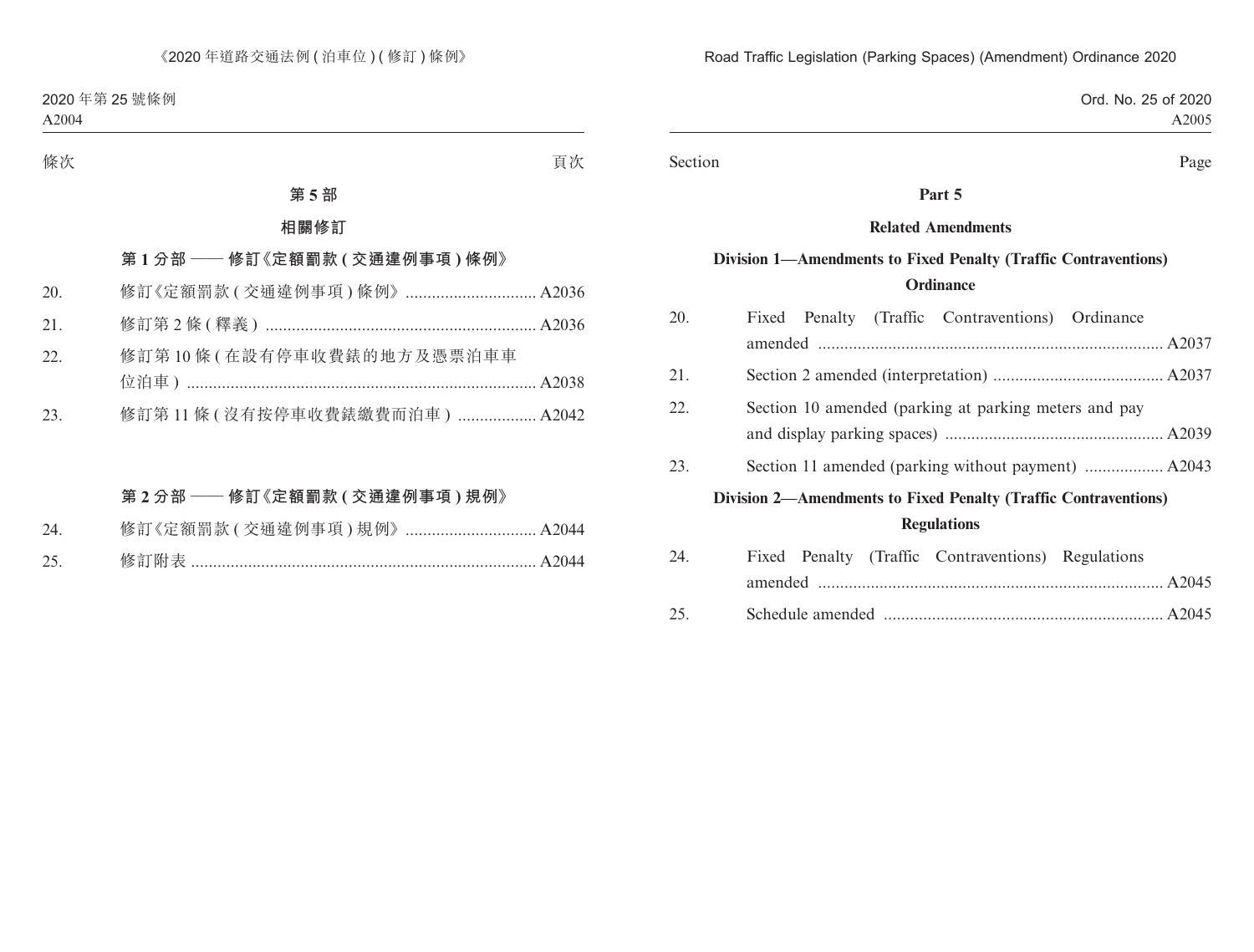條次 頁次

## 第 5 部

## 相關修訂

### 第 1 分部 —— 修訂《定額罰款 (交通違例事項) 條例》

| | | |
|---|---|---|
| 20. | 修訂《定額罰款 (交通違例事項) 條例》 | A2036 |
| 21. | 修訂第 2 條 (釋義) | A2036 |
| 22. | 修訂第 10 條 (在設有停車收費錶的地方及憑票泊車車位泊車) | A2038 |
| 23. | 修訂第 11 條 (沒有按停車收費錶繳費而泊車) | A2042 |

### 第 2 分部 —— 修訂《定額罰款 (交通違例事項) 規例》

| | | |
|---|---|---|
| 24. | 修訂《定額罰款 (交通違例事項) 規例》 | A2044 |
| 25. | 修訂附表 | A2044 |

Section Page

## Part 5

## Related Amendments

### Division 1—Amendments to Fixed Penalty (Traffic Contraventions) Ordinance

| | | |
|---|---|---|
| 20. | Fixed Penalty (Traffic Contraventions) Ordinance amended | A2037 |
| 21. | Section 2 amended (interpretation) | A2037 |
| 22. | Section 10 amended (parking at parking meters and pay and display parking spaces) | A2039 |
| 23. | Section 11 amended (parking without payment) | A2043 |

### Division 2—Amendments to Fixed Penalty (Traffic Contraventions) Regulations

| | | |
|---|---|---|
| 24. | Fixed Penalty (Traffic Contraventions) Regulations amended | A2045 |
| 25. | Schedule amended | A2045 |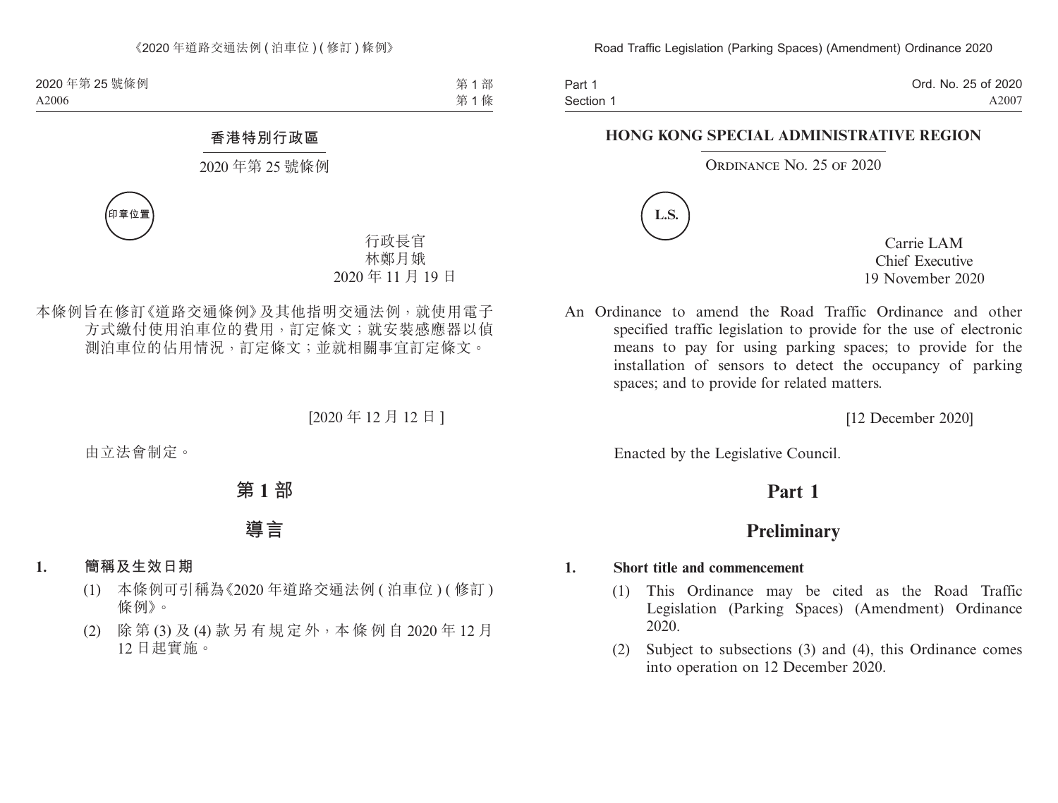香港特別行政區

2020 年第 25 號條例

印章位置

行政長官
林鄭月娥
2020 年 11 月 19 日

本條例旨在修訂《道路交通條例》及其他指明交通法例，就使用電子方式繳付使用泊車位的費用，訂定條文；就安裝感應器以偵測泊車位的佔用情況，訂定條文；並就相關事宜訂定條文。

[2020 年 12 月 12 日]

由立法會制定。

# 第 1 部

# 導言

**1. 簡稱及生效日期**

(1) 本條例可引稱為《2020 年道路交通法例 ( 泊車位 ) ( 修訂 ) 條例》。

(2) 除第 (3) 及 (4) 款另有規定外，本條例自 2020 年 12 月 12 日起實施。

**HONG KONG SPECIAL ADMINISTRATIVE REGION**

ORDINANCE NO. 25 OF 2020

L.S.

Carrie LAM
Chief Executive
19 November 2020

An Ordinance to amend the Road Traffic Ordinance and other specified traffic legislation to provide for the use of electronic means to pay for using parking spaces; to provide for the installation of sensors to detect the occupancy of parking spaces; and to provide for related matters.

[12 December 2020]

Enacted by the Legislative Council.

# Part 1

# Preliminary

**1. Short title and commencement**

(1) This Ordinance may be cited as the Road Traffic Legislation (Parking Spaces) (Amendment) Ordinance 2020.

(2) Subject to subsections (3) and (4), this Ordinance comes into operation on 12 December 2020.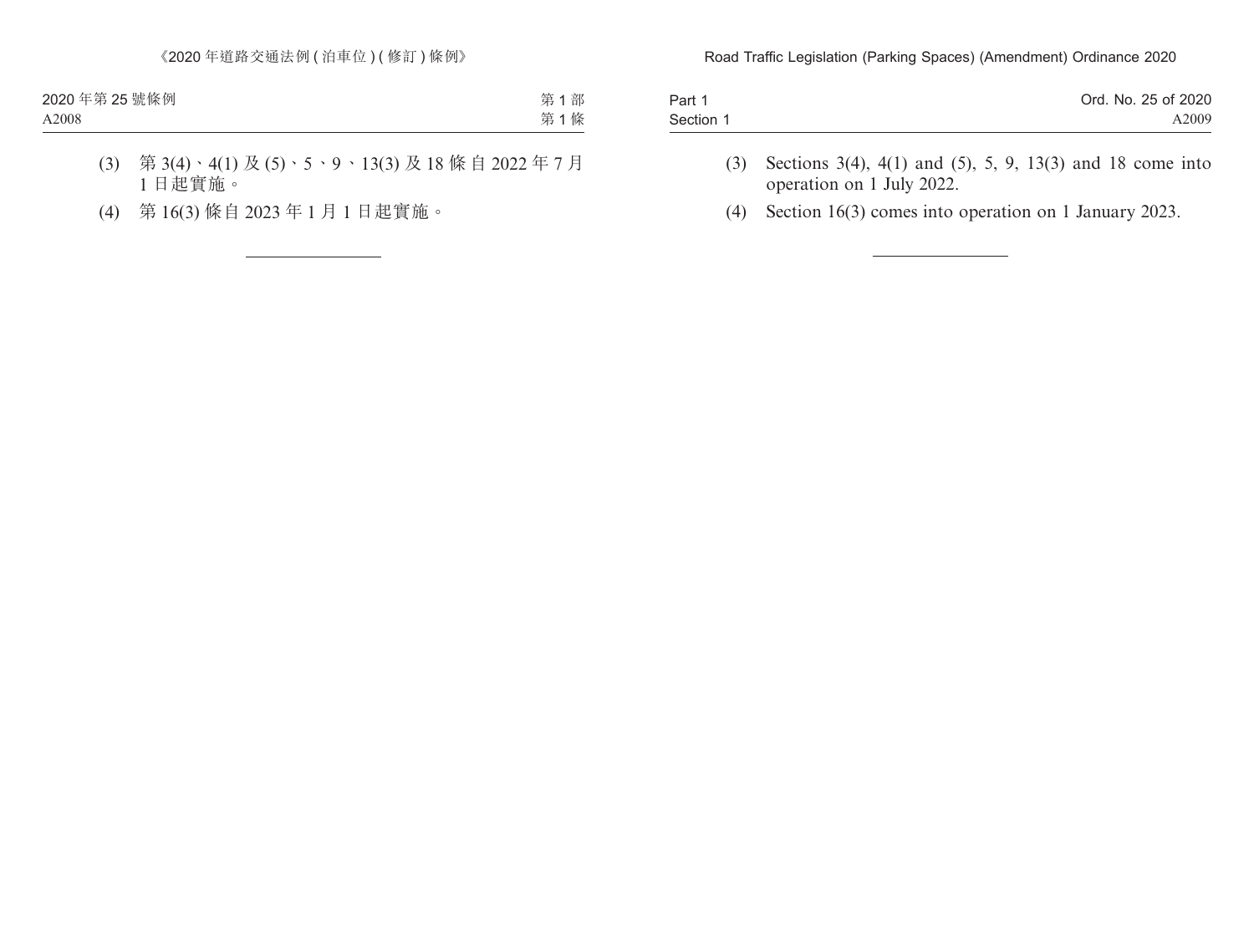(3) 第 3(4)、4(1) 及 (5)、5、9、13(3) 及 18 條自 2022 年 7 月 1 日起實施。

(4) 第 16(3) 條自 2023 年 1 月 1 日起實施。

---

(3) Sections 3(4), 4(1) and (5), 5, 9, 13(3) and 18 come into operation on 1 July 2022.

(4) Section 16(3) comes into operation on 1 January 2023.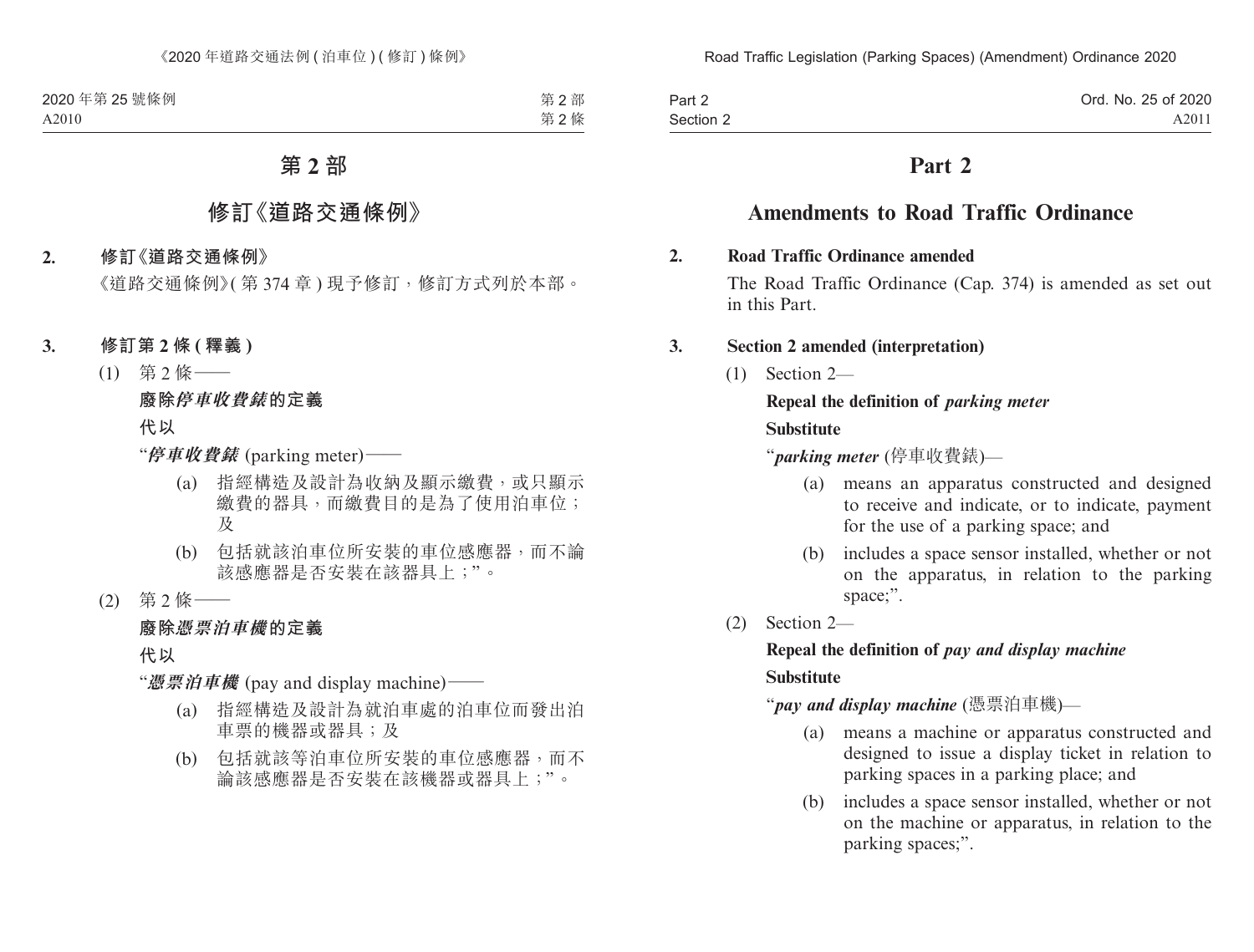# 第 2 部

## 修訂《道路交通條例》

**2. 修訂《道路交通條例》**

《道路交通條例》(第 374 章) 現予修訂，修訂方式列於本部。

**3. 修訂第 2 條 (釋義)**

(1) 第 2 條——

**廢除*停車收費錶*的定義**

**代以**

“***停車收費錶*** (parking meter)——

(a) 指經構造及設計為收納及顯示繳費，或只顯示繳費的器具，而繳費目的是為了使用泊車位；及

(b) 包括就該泊車位所安裝的車位感應器，而不論該感應器是否安裝在該器具上；”。

(2) 第 2 條——

**廢除*憑票泊車機*的定義**

**代以**

“***憑票泊車機*** (pay and display machine)——

(a) 指經構造及設計為就泊車處的泊車位而發出泊車票的機器或器具；及

(b) 包括就該等泊車位所安裝的車位感應器，而不論該感應器是否安裝在該機器或器具上；”。

# Part 2

## Amendments to Road Traffic Ordinance

**2. Road Traffic Ordinance amended**

The Road Traffic Ordinance (Cap. 374) is amended as set out in this Part.

**3. Section 2 amended (interpretation)**

(1) Section 2—

**Repeal the definition of *parking meter***

**Substitute**

“***parking meter*** (停車收費錶)—

(a) means an apparatus constructed and designed to receive and indicate, or to indicate, payment for the use of a parking space; and

(b) includes a space sensor installed, whether or not on the apparatus, in relation to the parking space;”.

(2) Section 2—

**Repeal the definition of *pay and display machine***

**Substitute**

“***pay and display machine*** (憑票泊車機)—

(a) means a machine or apparatus constructed and designed to issue a display ticket in relation to parking spaces in a parking place; and

(b) includes a space sensor installed, whether or not on the machine or apparatus, in relation to the parking spaces;”.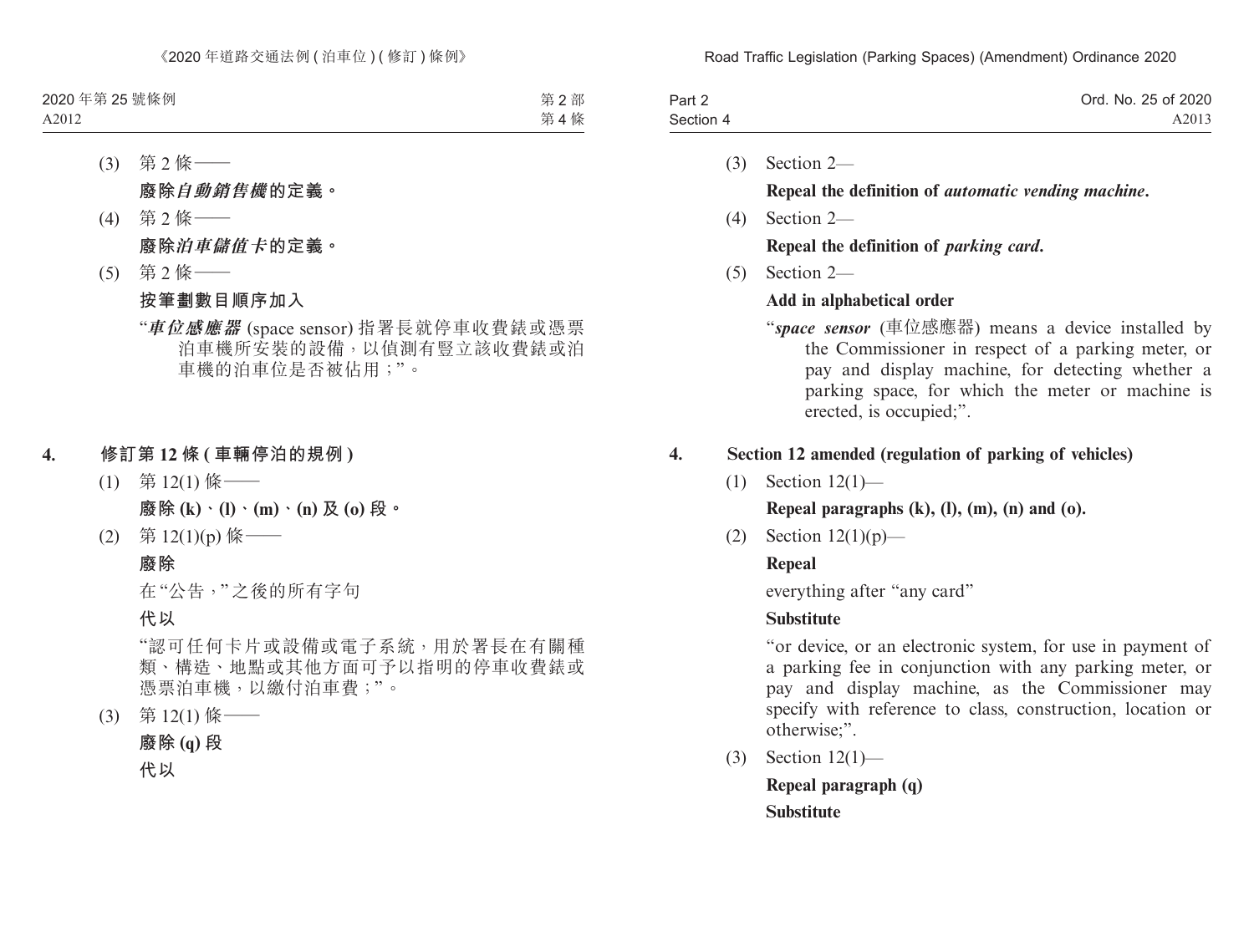(3) 第 2 條——

**廢除*自動銷售機*的定義。**

(4) 第 2 條——

**廢除*泊車儲值卡*的定義。**

(5) 第 2 條——

**按筆劃數目順序加入**

"***車位感應器*** (space sensor) 指署長就停車收費錶或憑票泊車機所安裝的設備，以偵測有豎立該收費錶或泊車機的泊車位是否被佔用；"。

**4. 修訂第 12 條 (車輛停泊的規例)**

(1) 第 12(1) 條——

**廢除 (k)、(l)、(m)、(n) 及 (o) 段。**

(2) 第 12(1)(p) 條——

**廢除**

在"公告，"之後的所有字句

**代以**

"認可任何卡片或設備或電子系統，用於署長在有關種類、構造、地點或其他方面可予以指明的停車收費錶或憑票泊車機，以繳付泊車費；"。

(3) 第 12(1) 條——

**廢除 (q) 段**

**代以**

(3) Section 2—

**Repeal the definition of *automatic vending machine*.**

(4) Section 2—

**Repeal the definition of *parking card*.**

(5) Section 2—

**Add in alphabetical order**

"***space sensor*** (車位感應器) means a device installed by the Commissioner in respect of a parking meter, or pay and display machine, for detecting whether a parking space, for which the meter or machine is erected, is occupied;".

**4. Section 12 amended (regulation of parking of vehicles)**

(1) Section 12(1)—

**Repeal paragraphs (k), (l), (m), (n) and (o).**

(2) Section 12(1)(p)—

**Repeal**

everything after "any card"

**Substitute**

"or device, or an electronic system, for use in payment of a parking fee in conjunction with any parking meter, or pay and display machine, as the Commissioner may specify with reference to class, construction, location or otherwise;".

(3) Section 12(1)—

**Repeal paragraph (q)**

**Substitute**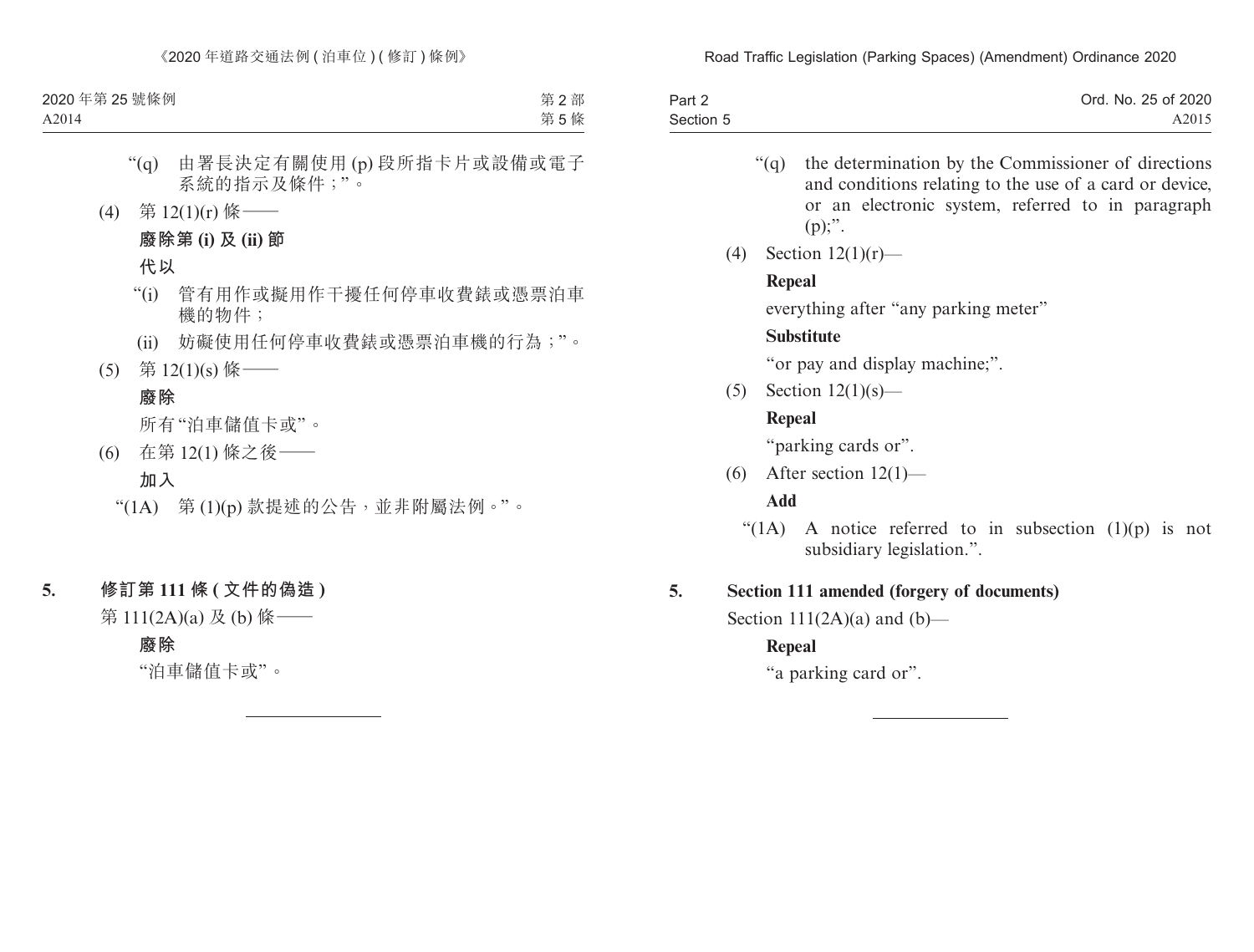"(q) 由署長決定有關使用 (p) 段所指卡片或設備或電子系統的指示及條件；"。

(4) 第 12(1)(r) 條——

**廢除第 (i) 及 (ii) 節**

**代以**

"(i) 管有用作或擬用作干擾任何停車收費錶或憑票泊車機的物件；

(ii) 妨礙使用任何停車收費錶或憑票泊車機的行為；"。

(5) 第 12(1)(s) 條——

**廢除**

所有"泊車儲值卡或"。

(6) 在第 12(1) 條之後——

**加入**

"(1A) 第 (1)(p) 款提述的公告，並非附屬法例。"。

**5. 修訂第 111 條 ( 文件的偽造 )**

第 111(2A)(a) 及 (b) 條——

**廢除**

"泊車儲值卡或"。

---

"(q) the determination by the Commissioner of directions and conditions relating to the use of a card or device, or an electronic system, referred to in paragraph (p);".

(4) Section 12(1)(r)—

**Repeal**

everything after "any parking meter"

**Substitute**

"or pay and display machine;".

(5) Section 12(1)(s)—

**Repeal**

"parking cards or".

(6) After section 12(1)—

**Add**

"(1A) A notice referred to in subsection (1)(p) is not subsidiary legislation.".

**5. Section 111 amended (forgery of documents)**

Section 111(2A)(a) and (b)—

**Repeal**

"a parking card or".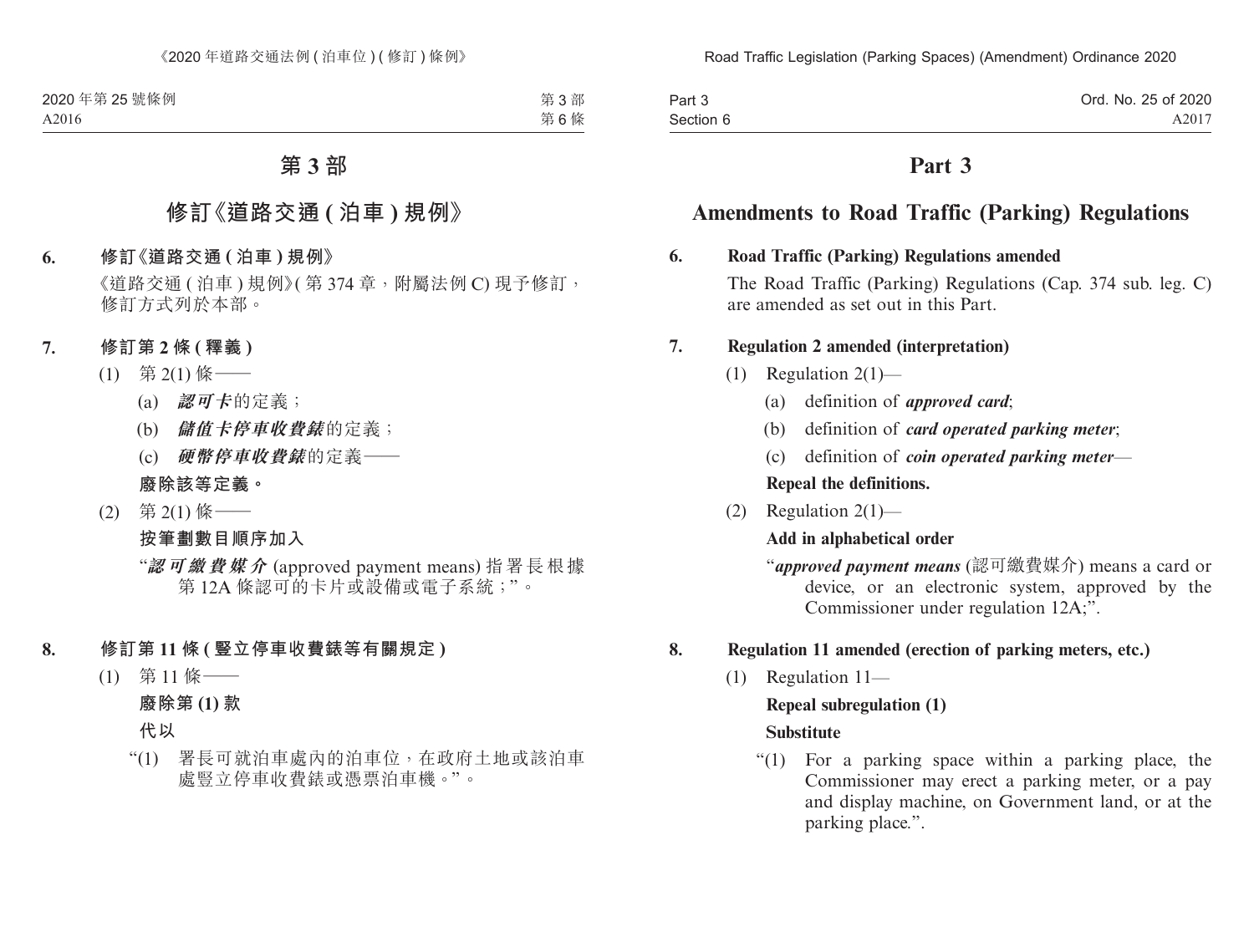# 第 3 部

## 修訂《道路交通 (泊車) 規例》

**6. 修訂《道路交通 (泊車) 規例》**

《道路交通 (泊車) 規例》(第 374 章，附屬法例 C) 現予修訂，修訂方式列於本部。

**7. 修訂第 2 條 (釋義)**

(1) 第 2(1) 條——

(a) ***認可卡***的定義；

(b) ***儲值卡停車收費錶***的定義；

(c) ***硬幣停車收費錶***的定義——

**廢除該等定義。**

(2) 第 2(1) 條——

**按筆劃數目順序加入**

"***認可繳費媒介*** (approved payment means) 指署長根據第 12A 條認可的卡片或設備或電子系統；"。

**8. 修訂第 11 條 (豎立停車收費錶等有關規定)**

(1) 第 11 條——

**廢除第 (1) 款**

**代以**

"(1) 署長可就泊車處內的泊車位，在政府土地或該泊車處豎立停車收費錶或憑票泊車機。"。

# Part 3

## Amendments to Road Traffic (Parking) Regulations

**6. Road Traffic (Parking) Regulations amended**

The Road Traffic (Parking) Regulations (Cap. 374 sub. leg. C) are amended as set out in this Part.

**7. Regulation 2 amended (interpretation)**

(1) Regulation 2(1)—

(a) definition of ***approved card***;

(b) definition of ***card operated parking meter***;

(c) definition of ***coin operated parking meter***—

**Repeal the definitions.**

(2) Regulation 2(1)—

**Add in alphabetical order**

"***approved payment means*** (認可繳費媒介) means a card or device, or an electronic system, approved by the Commissioner under regulation 12A;".

**8. Regulation 11 amended (erection of parking meters, etc.)**

(1) Regulation 11—

**Repeal subregulation (1)**

**Substitute**

"(1) For a parking space within a parking place, the Commissioner may erect a parking meter, or a pay and display machine, on Government land, or at the parking place.".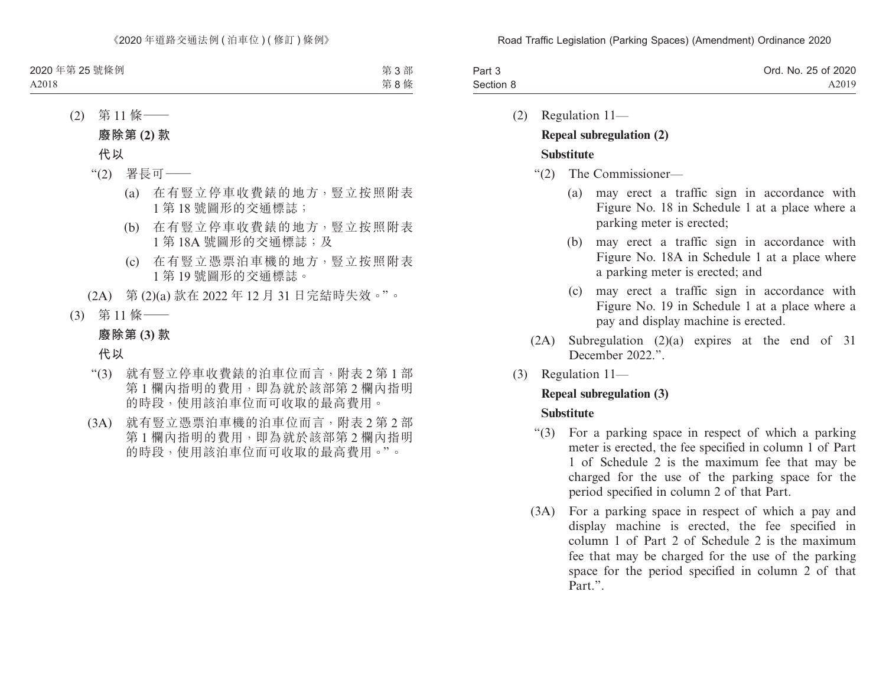(2) 第 11 條——

**廢除第 (2) 款**

**代以**

“(2) 署長可——

(a) 在有豎立停車收費錶的地方，豎立按照附表 1 第 18 號圖形的交通標誌；

(b) 在有豎立停車收費錶的地方，豎立按照附表 1 第 18A 號圖形的交通標誌；及

(c) 在有豎立憑票泊車機的地方，豎立按照附表 1 第 19 號圖形的交通標誌。

(2A) 第 (2)(a) 款在 2022 年 12 月 31 日完結時失效。”。

(3) 第 11 條——

**廢除第 (3) 款**

**代以**

“(3) 就有豎立停車收費錶的泊車位而言，附表 2 第 1 部第 1 欄內指明的費用，即為就於該部第 2 欄內指明的時段，使用該泊車位而可收取的最高費用。

(3A) 就有豎立憑票泊車機的泊車位而言，附表 2 第 2 部第 1 欄內指明的費用，即為就於該部第 2 欄內指明的時段，使用該泊車位而可收取的最高費用。”。

(2) Regulation 11—

**Repeal subregulation (2)**

**Substitute**

“(2) The Commissioner—

(a) may erect a traffic sign in accordance with Figure No. 18 in Schedule 1 at a place where a parking meter is erected;

(b) may erect a traffic sign in accordance with Figure No. 18A in Schedule 1 at a place where a parking meter is erected; and

(c) may erect a traffic sign in accordance with Figure No. 19 in Schedule 1 at a place where a pay and display machine is erected.

(2A) Subregulation (2)(a) expires at the end of 31 December 2022.”.

(3) Regulation 11—

**Repeal subregulation (3)**

**Substitute**

“(3) For a parking space in respect of which a parking meter is erected, the fee specified in column 1 of Part 1 of Schedule 2 is the maximum fee that may be charged for the use of the parking space for the period specified in column 2 of that Part.

(3A) For a parking space in respect of which a pay and display machine is erected, the fee specified in column 1 of Part 2 of Schedule 2 is the maximum fee that may be charged for the use of the parking space for the period specified in column 2 of that Part.”.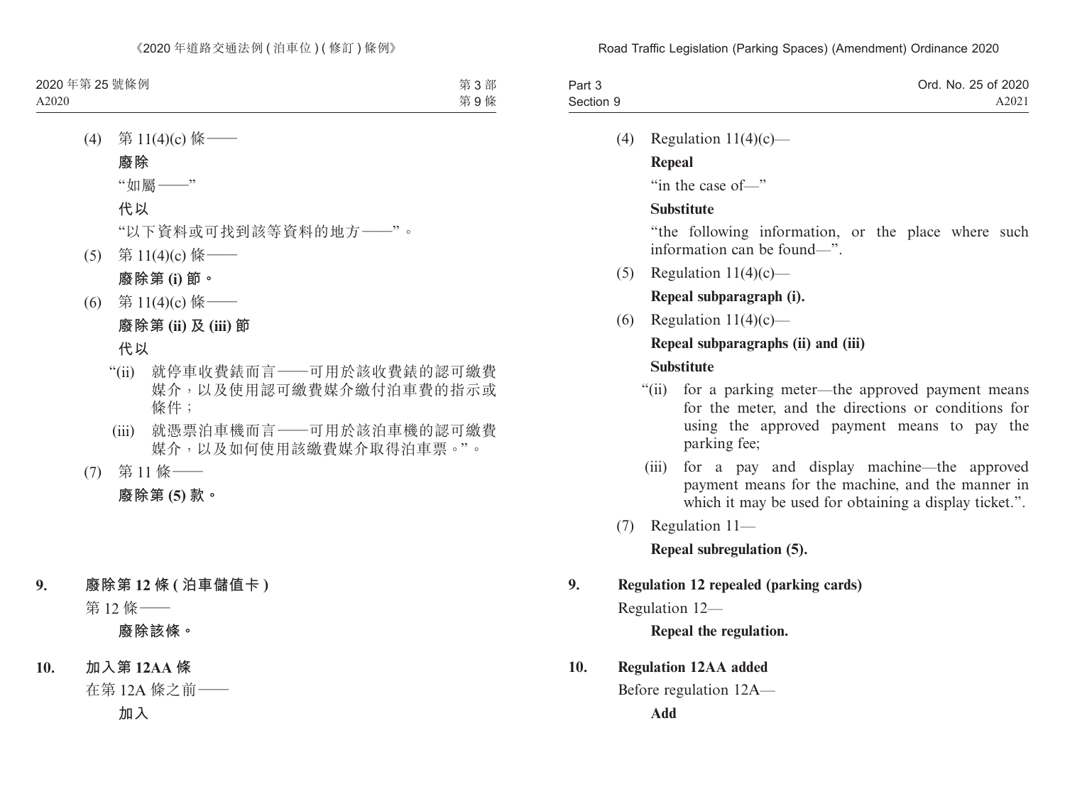(4) 第 11(4)(c) 條——

**廢除**

"如屬——"

**代以**

"以下資料或可找到該等資料的地方——"。

(5) 第 11(4)(c) 條——

**廢除第 (i) 節。**

(6) 第 11(4)(c) 條——

**廢除第 (ii) 及 (iii) 節**

**代以**

"(ii) 就停車收費錶而言——可用於該收費錶的認可繳費媒介，以及使用認可繳費媒介繳付泊車費的指示或條件；

(iii) 就憑票泊車機而言——可用於該泊車機的認可繳費媒介，以及如何使用該繳費媒介取得泊車票。"。

(7) 第 11 條——

**廢除第 (5) 款。**

**9. 廢除第 12 條 ( 泊車儲值卡 )**

第 12 條——

**廢除該條。**

**10. 加入第 12AA 條**

在第 12A 條之前——

**加入**

(4) Regulation 11(4)(c)—

**Repeal**

"in the case of—"

**Substitute**

"the following information, or the place where such information can be found—".

(5) Regulation 11(4)(c)—

**Repeal subparagraph (i).**

(6) Regulation 11(4)(c)—

**Repeal subparagraphs (ii) and (iii)**

**Substitute**

"(ii) for a parking meter—the approved payment means for the meter, and the directions or conditions for using the approved payment means to pay the parking fee;

(iii) for a pay and display machine—the approved payment means for the machine, and the manner in which it may be used for obtaining a display ticket.".

(7) Regulation 11—

**Repeal subregulation (5).**

**9. Regulation 12 repealed (parking cards)**

Regulation 12—

**Repeal the regulation.**

**10. Regulation 12AA added**

Before regulation 12A—

**Add**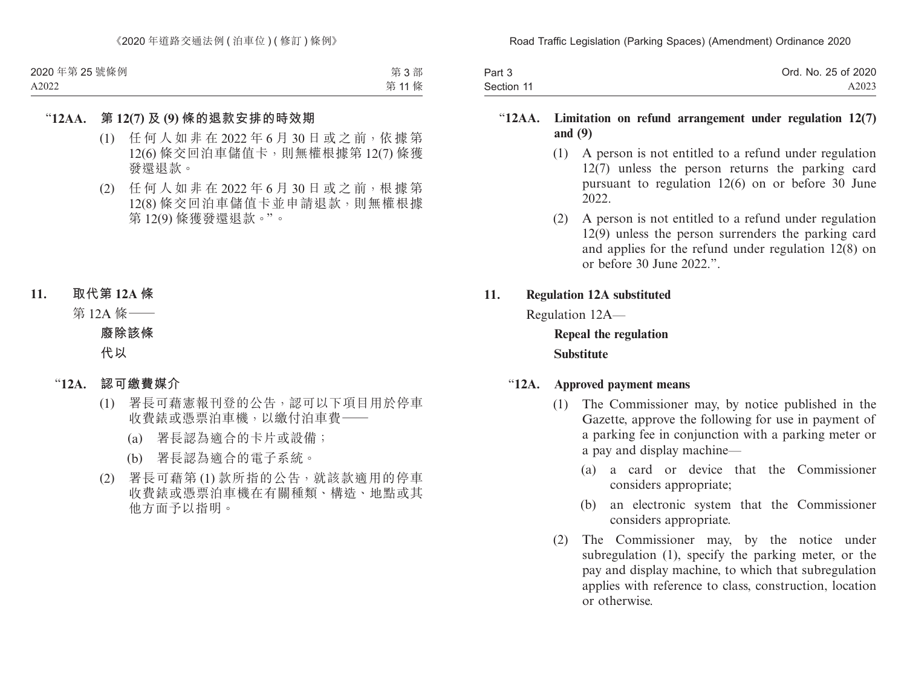"**12AA.** **第 12(7) 及 (9) 條的退款安排的時效期**

(1) 任何人如非在 2022 年 6 月 30 日或之前，依據第 12(6) 條交回泊車儲值卡，則無權根據第 12(7) 條獲發還退款。

(2) 任何人如非在 2022 年 6 月 30 日或之前，根據第 12(8) 條交回泊車儲值卡並申請退款，則無權根據第 12(9) 條獲發還退款。"。

**11.** **取代第 12A 條**

第 12A 條——

**廢除該條**

**代以**

"**12A.** **認可繳費媒介**

(1) 署長可藉憲報刊登的公告，認可以下項目用於停車收費錶或憑票泊車機，以繳付泊車費——

(a) 署長認為適合的卡片或設備；

(b) 署長認為適合的電子系統。

(2) 署長可藉第 (1) 款所指的公告，就該款適用的停車收費錶或憑票泊車機在有關種類、構造、地點或其他方面予以指明。

"**12AA.** **Limitation on refund arrangement under regulation 12(7) and (9)**

(1) A person is not entitled to a refund under regulation 12(7) unless the person returns the parking card pursuant to regulation 12(6) on or before 30 June 2022.

(2) A person is not entitled to a refund under regulation 12(9) unless the person surrenders the parking card and applies for the refund under regulation 12(8) on or before 30 June 2022.".

**11.** **Regulation 12A substituted**

Regulation 12A—

**Repeal the regulation**

**Substitute**

"**12A.** **Approved payment means**

(1) The Commissioner may, by notice published in the Gazette, approve the following for use in payment of a parking fee in conjunction with a parking meter or a pay and display machine—

(a) a card or device that the Commissioner considers appropriate;

(b) an electronic system that the Commissioner considers appropriate.

(2) The Commissioner may, by the notice under subregulation (1), specify the parking meter, or the pay and display machine, to which that subregulation applies with reference to class, construction, location or otherwise.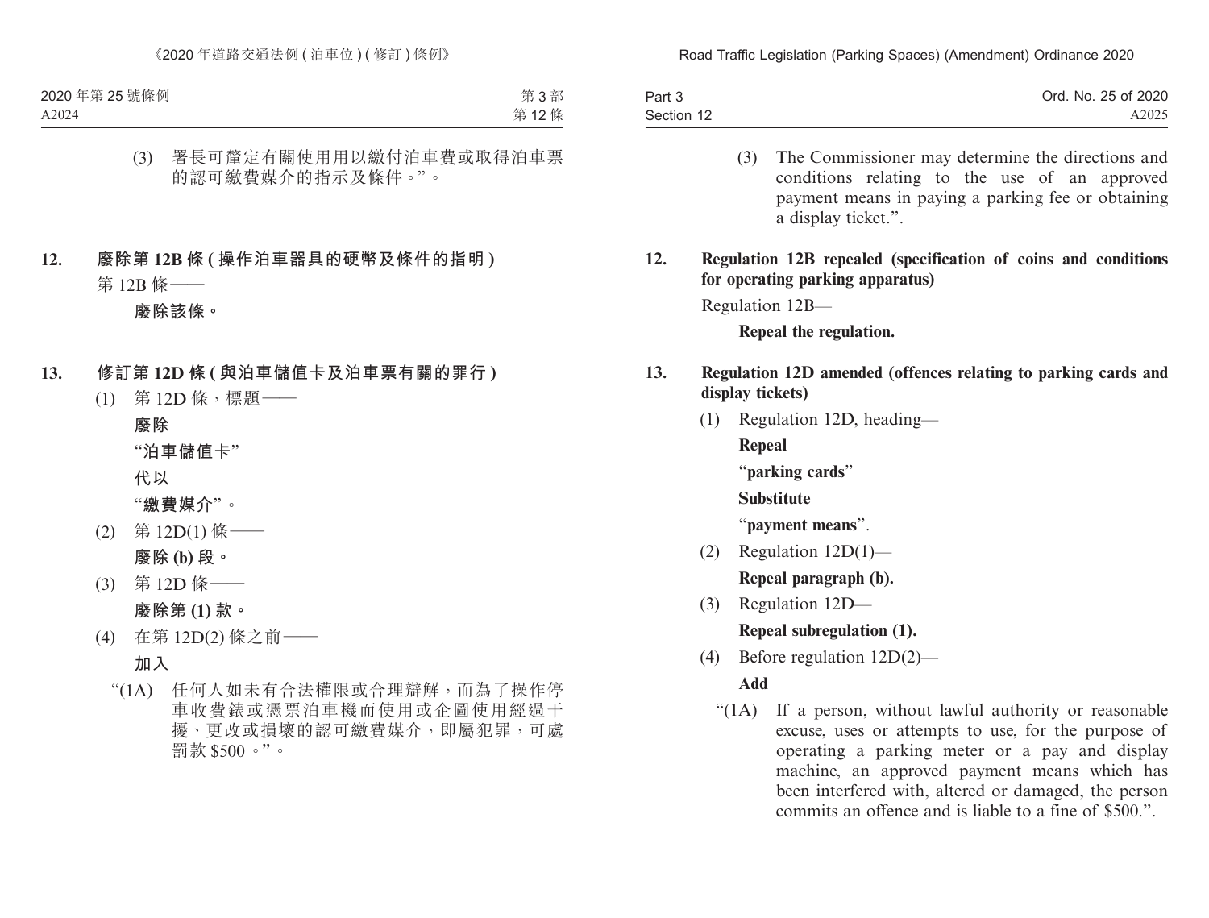(3) 署長可釐定有關使用用以繳付泊車費或取得泊車票的認可繳費媒介的指示及條件。”。

**12. 廢除第 12B 條 (操作泊車器具的硬幣及條件的指明)**

第 12B 條——

**廢除該條。**

**13. 修訂第 12D 條 (與泊車儲值卡及泊車票有關的罪行)**

(1) 第 12D 條，標題——

**廢除**

“**泊車儲值卡**”

**代以**

“**繳費媒介**”。

(2) 第 12D(1) 條——

**廢除 (b) 段。**

(3) 第 12D 條——

**廢除第 (1) 款。**

(4) 在第 12D(2) 條之前——

**加入**

“(1A) 任何人如未有合法權限或合理辯解，而為了操作停車收費錶或憑票泊車機而使用或企圖使用經過干擾、更改或損壞的認可繳費媒介，即屬犯罪，可處罰款 $500。”。

(3) The Commissioner may determine the directions and conditions relating to the use of an approved payment means in paying a parking fee or obtaining a display ticket.”.

**12. Regulation 12B repealed (specification of coins and conditions for operating parking apparatus)**

Regulation 12B—

**Repeal the regulation.**

**13. Regulation 12D amended (offences relating to parking cards and display tickets)**

(1) Regulation 12D, heading—

**Repeal**

“**parking cards**”

**Substitute**

“**payment means**”.

(2) Regulation 12D(1)—

**Repeal paragraph (b).**

(3) Regulation 12D—

**Repeal subregulation (1).**

(4) Before regulation 12D(2)—

**Add**

“(1A) If a person, without lawful authority or reasonable excuse, uses or attempts to use, for the purpose of operating a parking meter or a pay and display machine, an approved payment means which has been interfered with, altered or damaged, the person commits an offence and is liable to a fine of $500.”.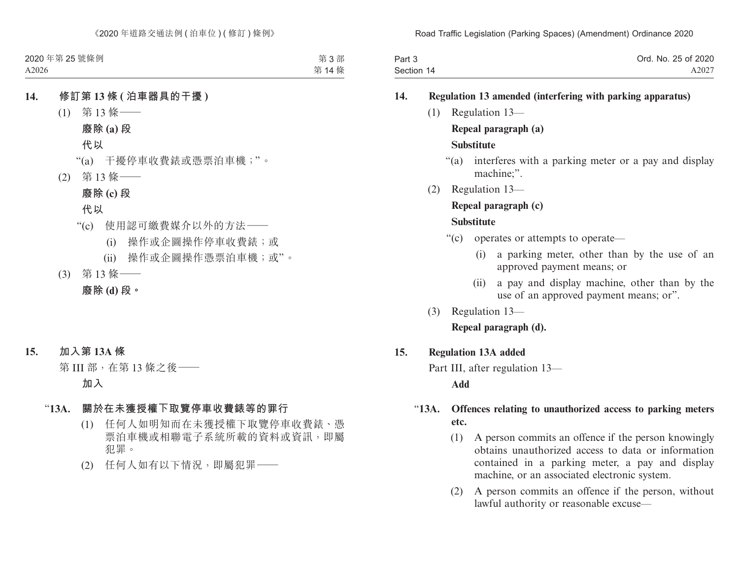**14. 修訂第 13 條 (泊車器具的干擾)**

(1) 第 13 條——

**廢除 (a) 段**

**代以**

“(a) 干擾停車收費錶或憑票泊車機；”。

(2) 第 13 條——

**廢除 (c) 段**

**代以**

“(c) 使用認可繳費媒介以外的方法——

(i) 操作或企圖操作停車收費錶；或

(ii) 操作或企圖操作憑票泊車機；或”。

(3) 第 13 條——

**廢除 (d) 段。**

**15. 加入第 13A 條**

第 III 部，在第 13 條之後——

**加入**

“**13A. 關於在未獲授權下取覽停車收費錶等的罪行**

(1) 任何人如明知而在未獲授權下取覽停車收費錶、憑票泊車機或相聯電子系統所載的資料或資訊，即屬犯罪。

(2) 任何人如有以下情況，即屬犯罪——

**14. Regulation 13 amended (interfering with parking apparatus)**

(1) Regulation 13—

**Repeal paragraph (a)**

**Substitute**

“(a) interferes with a parking meter or a pay and display machine;”.

(2) Regulation 13—

**Repeal paragraph (c)**

**Substitute**

“(c) operates or attempts to operate—

(i) a parking meter, other than by the use of an approved payment means; or

(ii) a pay and display machine, other than by the use of an approved payment means; or”.

(3) Regulation 13—

**Repeal paragraph (d).**

**15. Regulation 13A added**

Part III, after regulation 13—

**Add**

“**13A. Offences relating to unauthorized access to parking meters etc.**

(1) A person commits an offence if the person knowingly obtains unauthorized access to data or information contained in a parking meter, a pay and display machine, or an associated electronic system.

(2) A person commits an offence if the person, without lawful authority or reasonable excuse—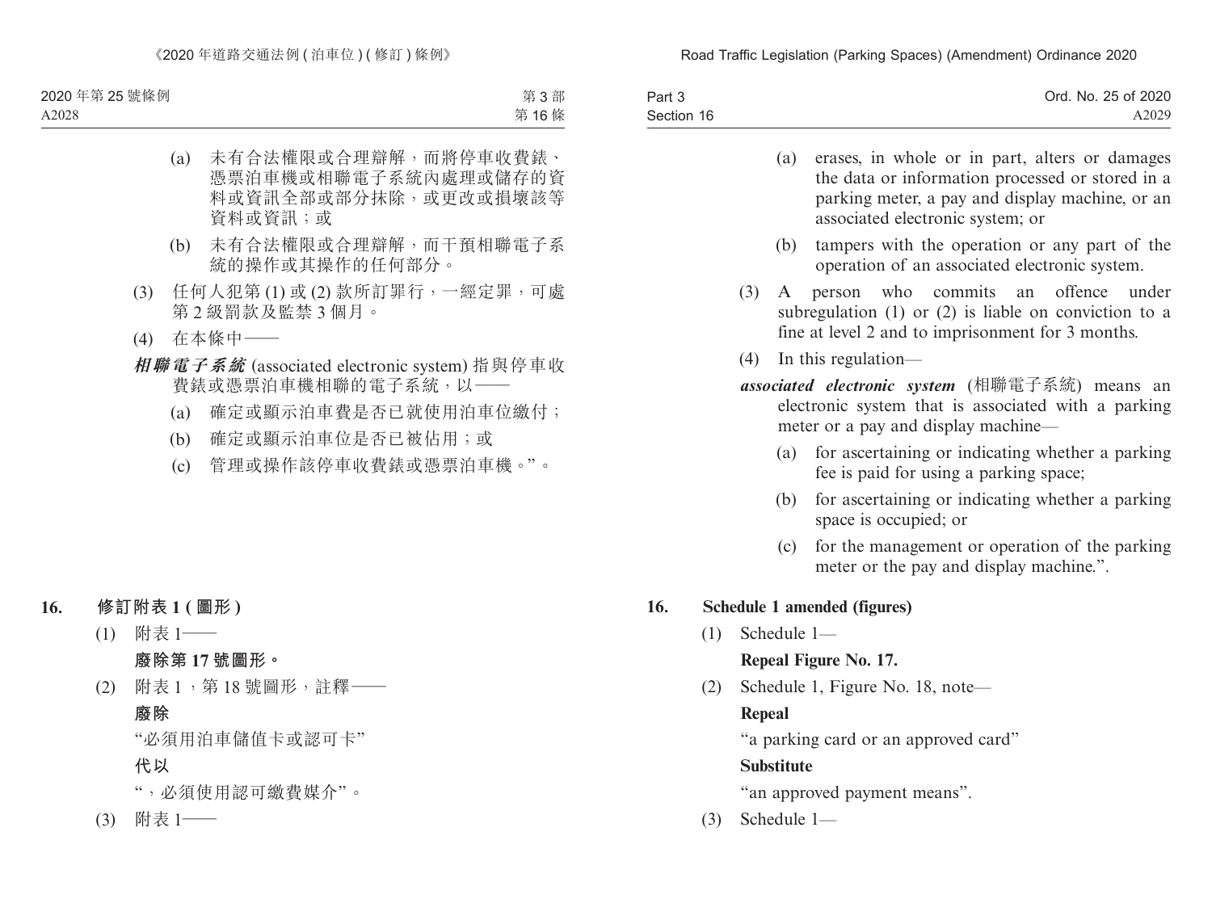(a) 未有合法權限或合理辯解，而將停車收費錶、憑票泊車機或相聯電子系統內處理或儲存的資料或資訊全部或部分抹除，或更改或損壞該等資料或資訊；或

(b) 未有合法權限或合理辯解，而干預相聯電子系統的操作或其操作的任何部分。

(3) 任何人犯第 (1) 或 (2) 款所訂罪行，一經定罪，可處第 2 級罰款及監禁 3 個月。

(4) 在本條中——

***相聯電子系統*** (associated electronic system) 指與停車收費錶或憑票泊車機相聯的電子系統，以——

(a) 確定或顯示泊車費是否已就使用泊車位繳付；

(b) 確定或顯示泊車位是否已被佔用；或

(c) 管理或操作該停車收費錶或憑票泊車機。”。

## 16. 修訂附表 1 (圖形)

(1) 附表 1——

**廢除第 17 號圖形。**

(2) 附表 1，第 18 號圖形，註釋——

**廢除**

“必須用泊車儲值卡或認可卡”

**代以**

“，必須使用認可繳費媒介”。

(3) 附表 1——

(a) erases, in whole or in part, alters or damages the data or information processed or stored in a parking meter, a pay and display machine, or an associated electronic system; or

(b) tampers with the operation or any part of the operation of an associated electronic system.

(3) A person who commits an offence under subregulation (1) or (2) is liable on conviction to a fine at level 2 and to imprisonment for 3 months.

(4) In this regulation—

***associated electronic system*** (相聯電子系統) means an electronic system that is associated with a parking meter or a pay and display machine—

(a) for ascertaining or indicating whether a parking fee is paid for using a parking space;

(b) for ascertaining or indicating whether a parking space is occupied; or

(c) for the management or operation of the parking meter or the pay and display machine.”.

## 16. Schedule 1 amended (figures)

(1) Schedule 1—

**Repeal Figure No. 17.**

(2) Schedule 1, Figure No. 18, note—

**Repeal**

“a parking card or an approved card”

**Substitute**

“an approved payment means”.

(3) Schedule 1—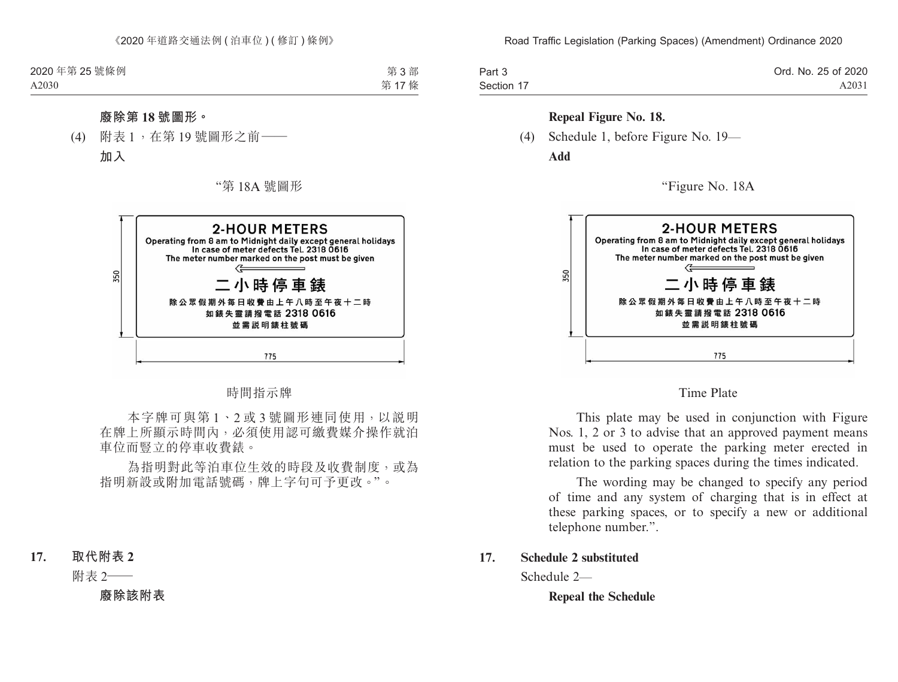**廢除第 18 號圖形。**

(4) 附表 1，在第 19 號圖形之前——

**加入**

"第 18A 號圖形

2-HOUR METERS
Operating from 8 am to Midnight daily except general holidays
In case of meter defects Tel. 2318 0616
The meter number marked on the post must be given

二小時停車錶
除公眾假期外每日收費由上午八時至午夜十二時
如錶失靈請撥電話 2318 0616
並需說明錶柱號碼

350
775

時間指示牌

本字牌可與第 1、2 或 3 號圖形連同使用，以說明在牌上所顯示時間內，必須使用認可繳費媒介操作就泊車位而豎立的停車收費錶。

為指明對此等泊車位生效的時段及收費制度，或為指明新設或附加電話號碼，牌上字句可予更改。"。

**17. 取代附表 2**

附表 2——

**廢除該附表**

**Repeal Figure No. 18.**

(4) Schedule 1, before Figure No. 19—

**Add**

"Figure No. 18A

2-HOUR METERS
Operating from 8 am to Midnight daily except general holidays
In case of meter defects Tel. 2318 0616
The meter number marked on the post must be given

二小時停車錶
除公眾假期外每日收費由上午八時至午夜十二時
如錶失靈請撥電話 2318 0616
並需說明錶柱號碼

350
775

Time Plate

This plate may be used in conjunction with Figure Nos. 1, 2 or 3 to advise that an approved payment means must be used to operate the parking meter erected in relation to the parking spaces during the times indicated.

The wording may be changed to specify any period of time and any system of charging that is in effect at these parking spaces, or to specify a new or additional telephone number.".

**17. Schedule 2 substituted**

Schedule 2—

**Repeal the Schedule**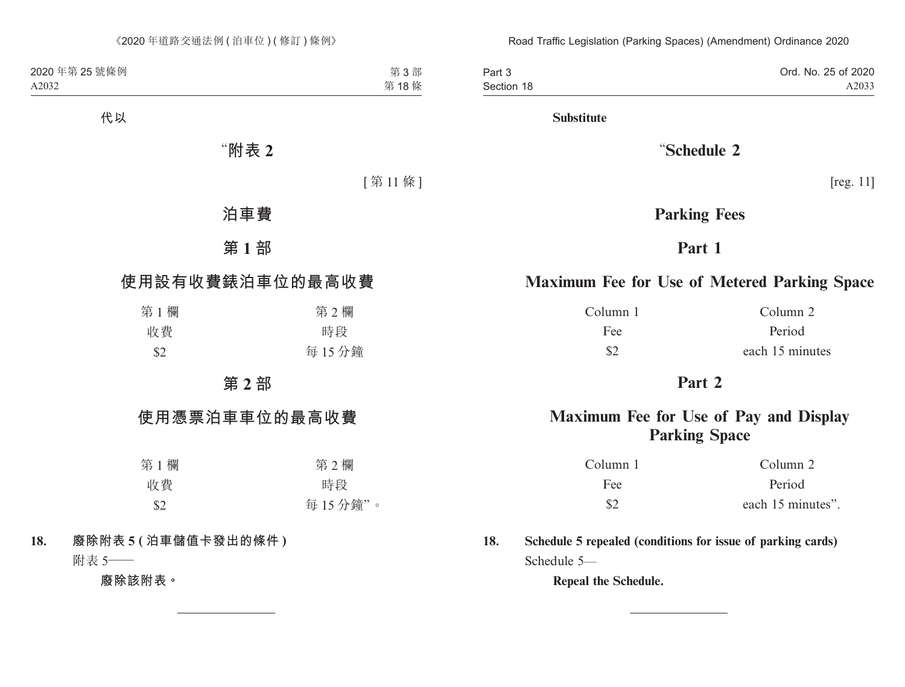**代以**

# “附表 2

[ 第 11 條 ]

## 泊車費

## 第 1 部

## 使用設有收費錶泊車位的最高收費

| 第 1 欄 | 第 2 欄 |
|---|---|
| 收費 | 時段 |
| $2 | 每 15 分鐘 |

## 第 2 部

## 使用憑票泊車車位的最高收費

| 第 1 欄 | 第 2 欄 |
|---|---|
| 收費 | 時段 |
| $2 | 每 15 分鐘”。 |

**18. 廢除附表 5 ( 泊車儲值卡發出的條件 )**

附表 5——

**廢除該附表。**

**Substitute**

# “Schedule 2

[reg. 11]

## Parking Fees

## Part 1

## Maximum Fee for Use of Metered Parking Space

| Column 1 | Column 2 |
|---|---|
| Fee | Period |
| $2 | each 15 minutes |

## Part 2

## Maximum Fee for Use of Pay and Display Parking Space

| Column 1 | Column 2 |
|---|---|
| Fee | Period |
| $2 | each 15 minutes”. |

**18. Schedule 5 repealed (conditions for issue of parking cards)**

Schedule 5—

**Repeal the Schedule.**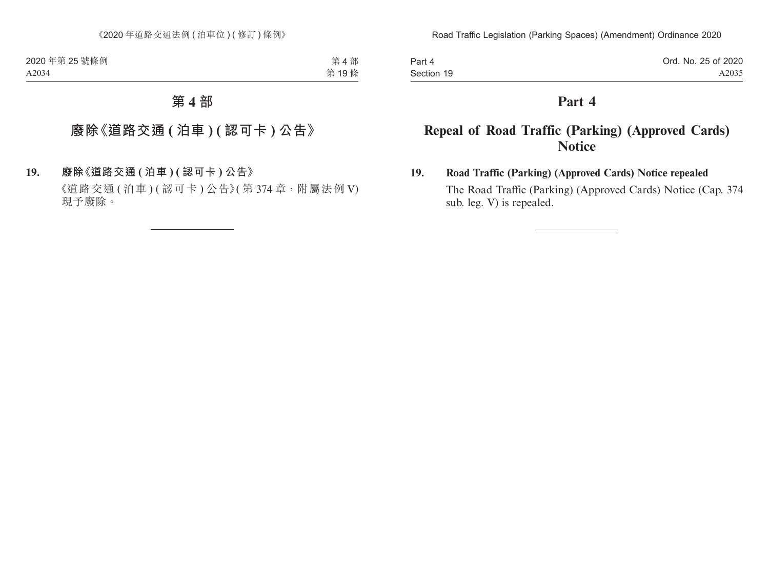# 第 4 部

## 廢除《道路交通 ( 泊車 ) ( 認可卡 ) 公告》

**19. 廢除《道路交通 ( 泊車 ) ( 認可卡 ) 公告》**

《道路交通 ( 泊車 ) ( 認可卡 ) 公告》( 第 374 章，附屬法例 V) 現予廢除。

# Part 4

## Repeal of Road Traffic (Parking) (Approved Cards) Notice

**19. Road Traffic (Parking) (Approved Cards) Notice repealed**

The Road Traffic (Parking) (Approved Cards) Notice (Cap. 374 sub. leg. V) is repealed.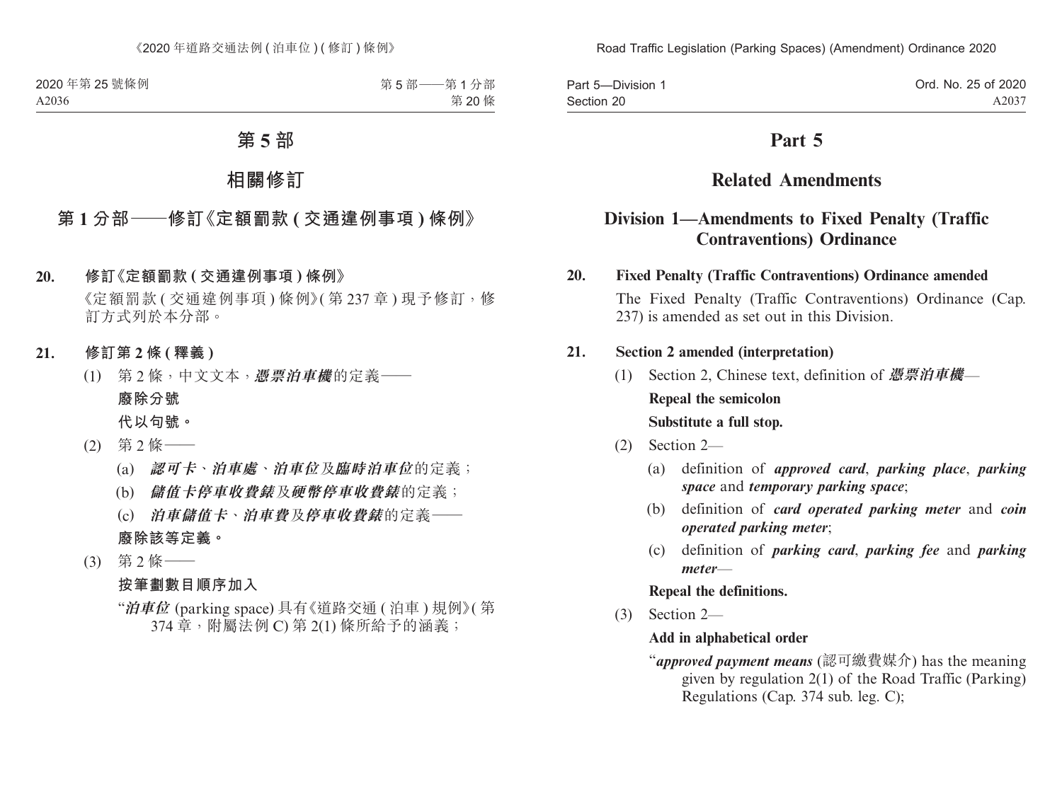# 第 5 部

## 相關修訂

### 第 1 分部——修訂《定額罰款 ( 交通違例事項 ) 條例》

**20.** **修訂《定額罰款 ( 交通違例事項 ) 條例》**

《定額罰款 ( 交通違例事項 ) 條例》( 第 237 章 ) 現予修訂，修訂方式列於本分部。

**21.** **修訂第 2 條 ( 釋義 )**

(1) 第 2 條，中文文本，***憑票泊車機***的定義——

**廢除分號**

**代以句號。**

(2) 第 2 條——

(a) ***認可卡***、***泊車處***、***泊車位***及***臨時泊車位***的定義；

(b) ***儲值卡停車收費錶***及***硬幣停車收費錶***的定義；

(c) ***泊車儲值卡***、***泊車費***及***停車收費錶***的定義——

**廢除該等定義。**

(3) 第 2 條——

**按筆劃數目順序加入**

"***泊車位*** (parking space) 具有《道路交通 ( 泊車 ) 規例》( 第 374 章，附屬法例 C) 第 2(1) 條所給予的涵義；

# Part 5

## Related Amendments

### Division 1—Amendments to Fixed Penalty (Traffic Contraventions) Ordinance

**20.** **Fixed Penalty (Traffic Contraventions) Ordinance amended**

The Fixed Penalty (Traffic Contraventions) Ordinance (Cap. 237) is amended as set out in this Division.

**21.** **Section 2 amended (interpretation)**

(1) Section 2, Chinese text, definition of ***憑票泊車機***—

**Repeal the semicolon**

**Substitute a full stop.**

(2) Section 2—

(a) definition of ***approved card***, ***parking place***, ***parking space*** and ***temporary parking space***;

(b) definition of ***card operated parking meter*** and ***coin operated parking meter***;

(c) definition of ***parking card***, ***parking fee*** and ***parking meter***—

**Repeal the definitions.**

(3) Section 2—

**Add in alphabetical order**

"***approved payment means*** (認可繳費媒介) has the meaning given by regulation 2(1) of the Road Traffic (Parking) Regulations (Cap. 374 sub. leg. C);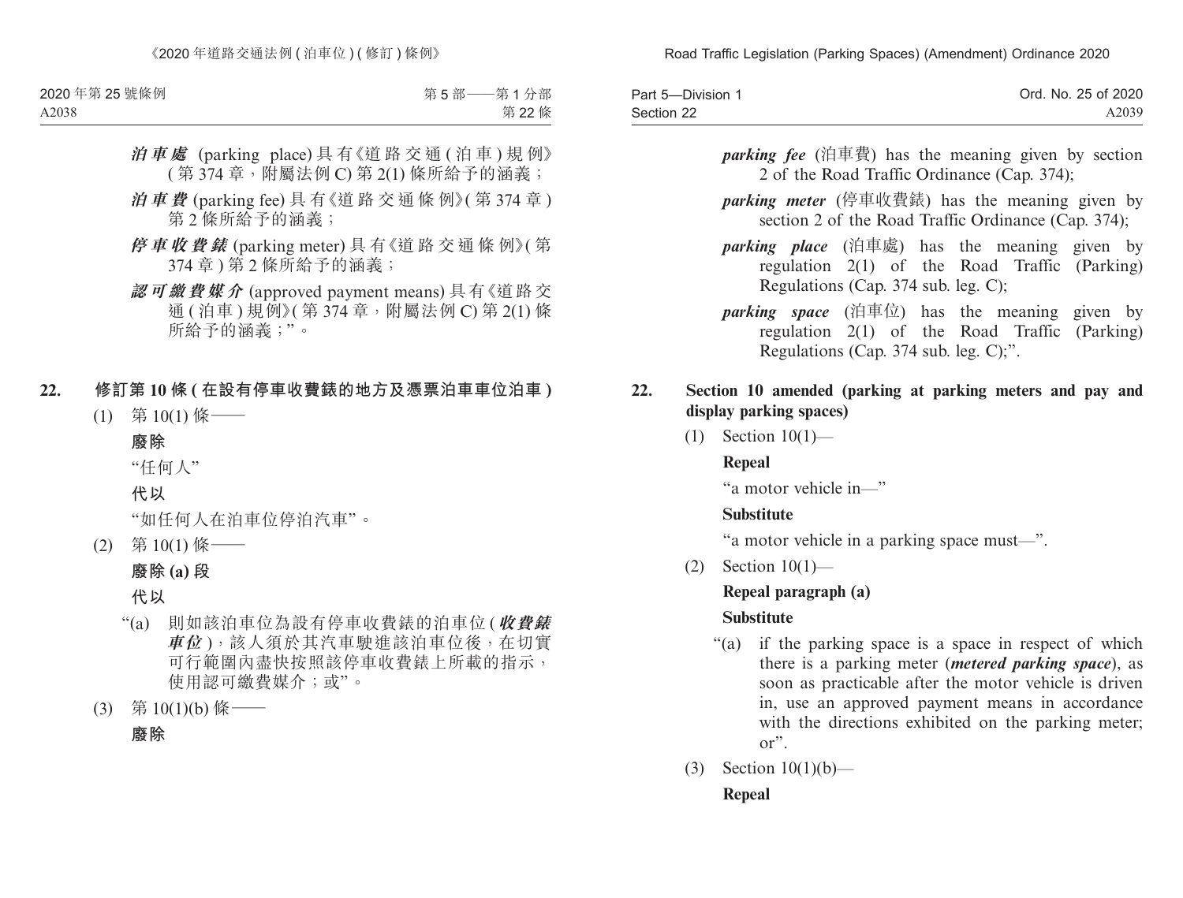***泊車處*** (parking place) 具有《道路交通 (泊車) 規例》(第 374 章，附屬法例 C) 第 2(1) 條所給予的涵義；

***泊車費*** (parking fee) 具有《道路交通條例》(第 374 章) 第 2 條所給予的涵義；

***停車收費錶*** (parking meter) 具有《道路交通條例》(第 374 章) 第 2 條所給予的涵義；

***認可繳費媒介*** (approved payment means) 具有《道路交通 (泊車) 規例》(第 374 章，附屬法例 C) 第 2(1) 條所給予的涵義；”。

**22. 修訂第 10 條 (在設有停車收費錶的地方及憑票泊車車位泊車)**

(1) 第 10(1) 條——

**廢除**

“任何人”

**代以**

“如任何人在泊車位停泊汽車”。

(2) 第 10(1) 條——

**廢除 (a) 段**

**代以**

“(a) 則如該泊車位為設有停車收費錶的泊車位 (***收費錶車位***)，該人須於其汽車駛進該泊車位後，在切實可行範圍內盡快按照該停車收費錶上所載的指示，使用認可繳費媒介；或”。

(3) 第 10(1)(b) 條——

**廢除**

***parking fee*** (泊車費) has the meaning given by section 2 of the Road Traffic Ordinance (Cap. 374);

***parking meter*** (停車收費錶) has the meaning given by section 2 of the Road Traffic Ordinance (Cap. 374);

***parking place*** (泊車處) has the meaning given by regulation 2(1) of the Road Traffic (Parking) Regulations (Cap. 374 sub. leg. C);

***parking space*** (泊車位) has the meaning given by regulation 2(1) of the Road Traffic (Parking) Regulations (Cap. 374 sub. leg. C);”.

**22. Section 10 amended (parking at parking meters and pay and display parking spaces)**

(1) Section 10(1)—

**Repeal**

“a motor vehicle in—”

**Substitute**

“a motor vehicle in a parking space must—”.

(2) Section 10(1)—

**Repeal paragraph (a)**

**Substitute**

“(a) if the parking space is a space in respect of which there is a parking meter (***metered parking space***), as soon as practicable after the motor vehicle is driven in, use an approved payment means in accordance with the directions exhibited on the parking meter; or”.

(3) Section 10(1)(b)—

**Repeal**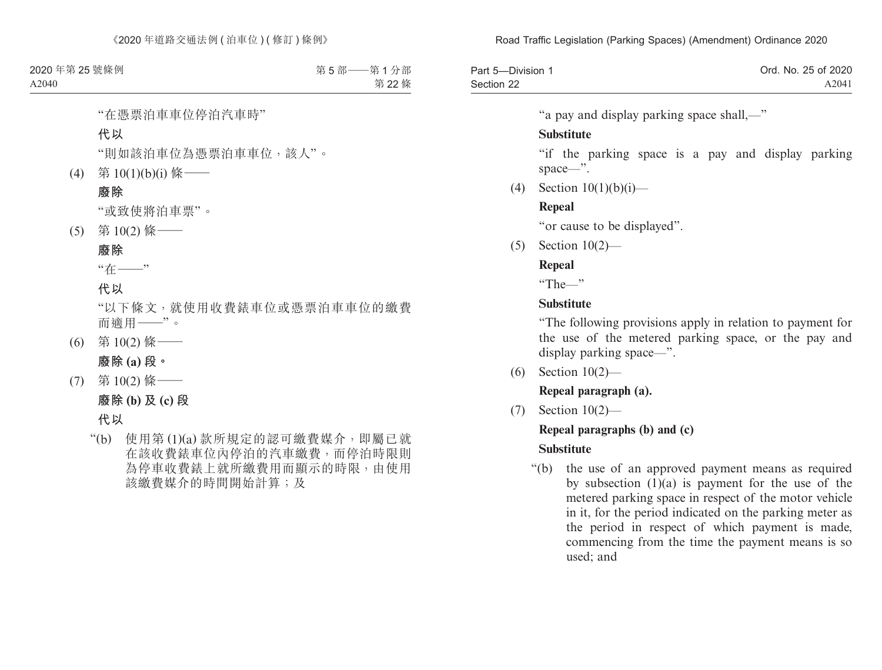“在憑票泊車車位停泊汽車時”

**代以**

“則如該泊車位為憑票泊車車位，該人”。

(4) 第 10(1)(b)(i) 條——

**廢除**

“或致使將泊車票”。

(5) 第 10(2) 條——

**廢除**

“在——”

**代以**

“以下條文，就使用收費錶車位或憑票泊車車位的繳費而適用——”。

(6) 第 10(2) 條——

**廢除 (a) 段。**

(7) 第 10(2) 條——

**廢除 (b) 及 (c) 段**

**代以**

“(b) 使用第 (1)(a) 款所規定的認可繳費媒介，即屬已就在該收費錶車位內停泊的汽車繳費，而停泊時限則為停車收費錶上就所繳費用而顯示的時限，由使用該繳費媒介的時間開始計算；及

“a pay and display parking space shall,—”

**Substitute**

“if the parking space is a pay and display parking space—”.

(4) Section 10(1)(b)(i)—

**Repeal**

“or cause to be displayed”.

(5) Section 10(2)—

**Repeal**

“The—”

**Substitute**

“The following provisions apply in relation to payment for the use of the metered parking space, or the pay and display parking space—”.

(6) Section 10(2)—

**Repeal paragraph (a).**

(7) Section 10(2)—

**Repeal paragraphs (b) and (c)**

**Substitute**

“(b) the use of an approved payment means as required by subsection (1)(a) is payment for the use of the metered parking space in respect of the motor vehicle in it, for the period indicated on the parking meter as the period in respect of which payment is made, commencing from the time the payment means is so used; and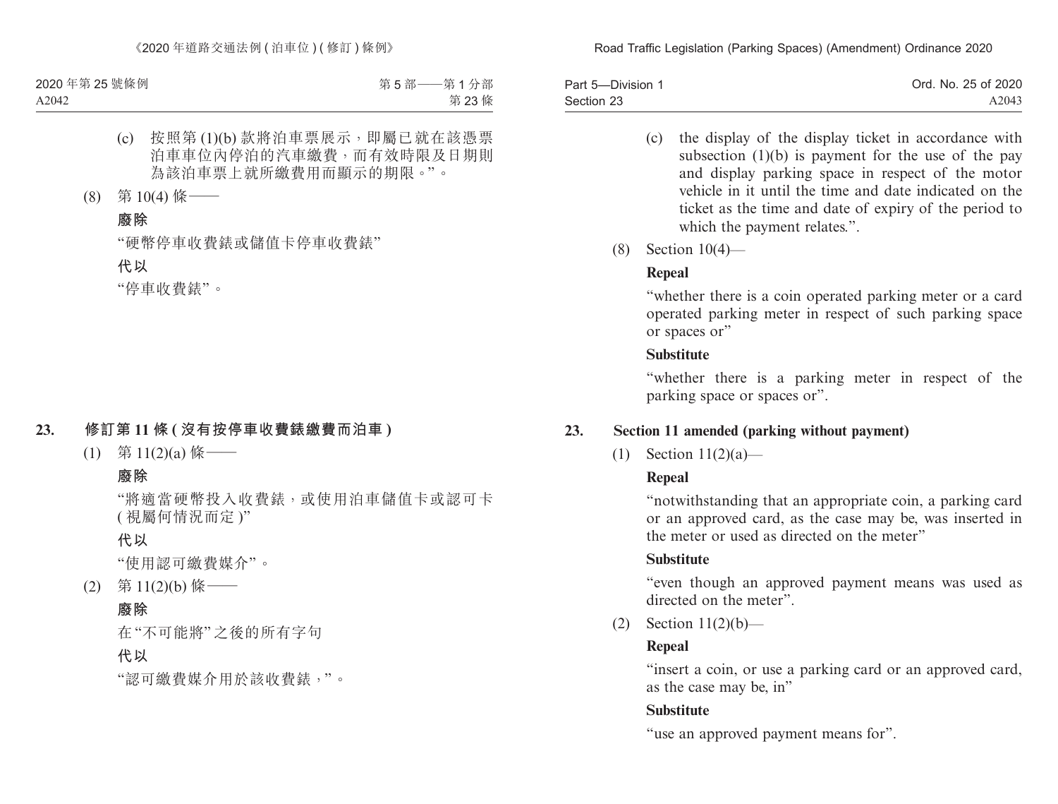(c) 按照第 (1)(b) 款將泊車票展示，即屬已就在該憑票泊車車位內停泊的汽車繳費，而有效時限及日期則為該泊車票上就所繳費用而顯示的期限。”。

(8) 第 10(4) 條——

**廢除**

“硬幣停車收費錶或儲值卡停車收費錶”

**代以**

“停車收費錶”。

## 23. 修訂第 11 條 (沒有按停車收費錶繳費而泊車)

(1) 第 11(2)(a) 條——

**廢除**

“將適當硬幣投入收費錶，或使用泊車儲值卡或認可卡 (視屬何情況而定)”

**代以**

“使用認可繳費媒介”。

(2) 第 11(2)(b) 條——

**廢除**

在“不可能將”之後的所有字句

**代以**

“認可繳費媒介用於該收費錶，”。

(c) the display of the display ticket in accordance with subsection (1)(b) is payment for the use of the pay and display parking space in respect of the motor vehicle in it until the time and date indicated on the ticket as the time and date of expiry of the period to which the payment relates.”.

(8) Section 10(4)—

**Repeal**

“whether there is a coin operated parking meter or a card operated parking meter in respect of such parking space or spaces or”

**Substitute**

“whether there is a parking meter in respect of the parking space or spaces or”.

## 23. Section 11 amended (parking without payment)

(1) Section 11(2)(a)—

**Repeal**

“notwithstanding that an appropriate coin, a parking card or an approved card, as the case may be, was inserted in the meter or used as directed on the meter”

**Substitute**

“even though an approved payment means was used as directed on the meter”.

(2) Section 11(2)(b)—

**Repeal**

“insert a coin, or use a parking card or an approved card, as the case may be, in”

**Substitute**

“use an approved payment means for”.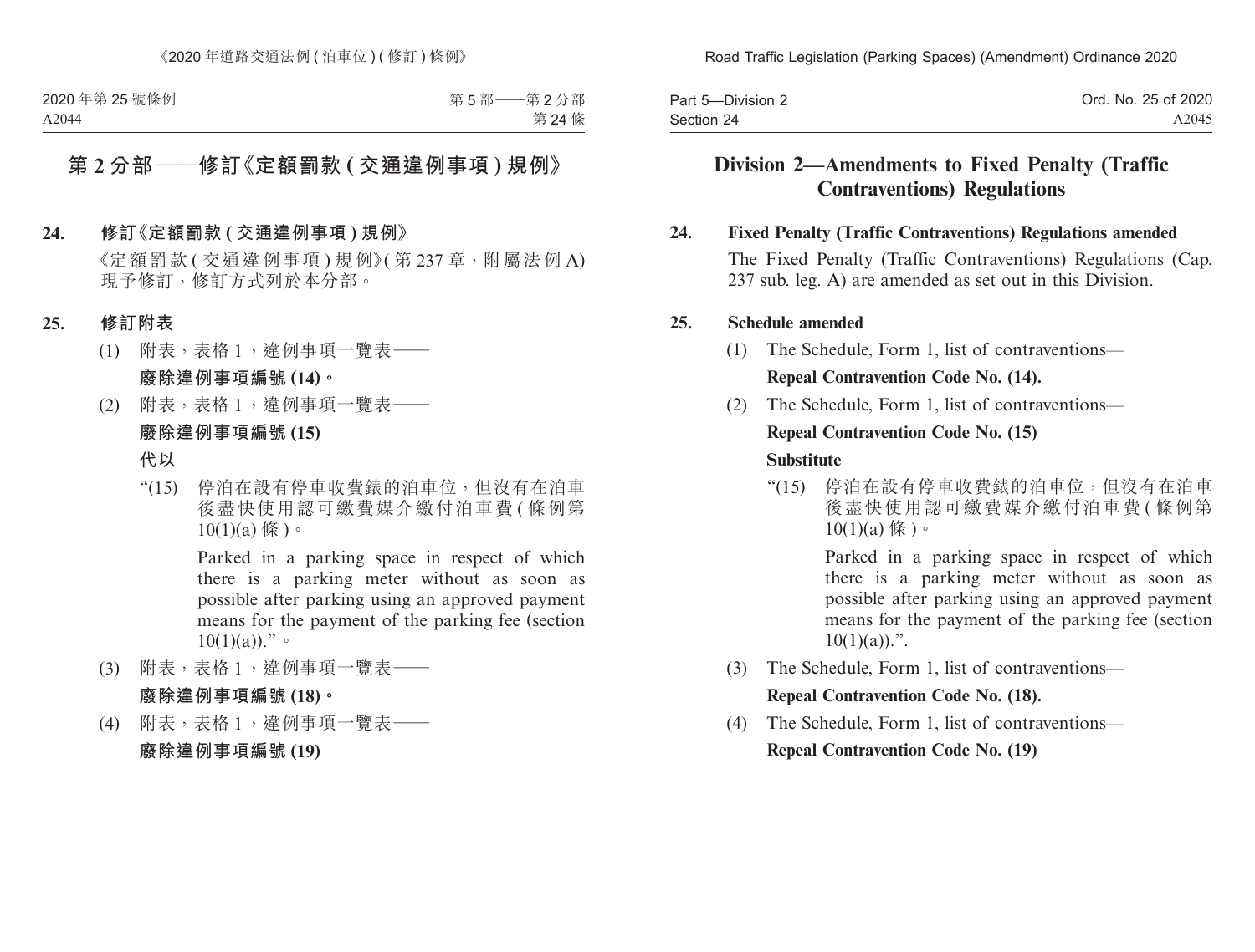## 第 2 分部——修訂《定額罰款 (交通違例事項) 規例》

**24. 修訂《定額罰款 (交通違例事項) 規例》**

《定額罰款 (交通違例事項) 規例》(第 237 章，附屬法例 A) 現予修訂，修訂方式列於本分部。

**25. 修訂附表**

(1) 附表，表格 1，違例事項一覽表——

**廢除違例事項編號 (14)。**

(2) 附表，表格 1，違例事項一覽表——

**廢除違例事項編號 (15)**

**代以**

"(15) 停泊在設有停車收費錶的泊車位，但沒有在泊車後盡快使用認可繳費媒介繳付泊車費 (條例第 10(1)(a) 條)。

Parked in a parking space in respect of which there is a parking meter without as soon as possible after parking using an approved payment means for the payment of the parking fee (section 10(1)(a))."。

(3) 附表，表格 1，違例事項一覽表——

**廢除違例事項編號 (18)。**

(4) 附表，表格 1，違例事項一覽表——

**廢除違例事項編號 (19)**

## Division 2—Amendments to Fixed Penalty (Traffic Contraventions) Regulations

**24. Fixed Penalty (Traffic Contraventions) Regulations amended**

The Fixed Penalty (Traffic Contraventions) Regulations (Cap. 237 sub. leg. A) are amended as set out in this Division.

**25. Schedule amended**

(1) The Schedule, Form 1, list of contraventions—

**Repeal Contravention Code No. (14).**

(2) The Schedule, Form 1, list of contraventions—

**Repeal Contravention Code No. (15)**

**Substitute**

"(15) 停泊在設有停車收費錶的泊車位，但沒有在泊車後盡快使用認可繳費媒介繳付泊車費 (條例第 10(1)(a) 條)。

Parked in a parking space in respect of which there is a parking meter without as soon as possible after parking using an approved payment means for the payment of the parking fee (section 10(1)(a)).".

(3) The Schedule, Form 1, list of contraventions—

**Repeal Contravention Code No. (18).**

(4) The Schedule, Form 1, list of contraventions—

**Repeal Contravention Code No. (19)**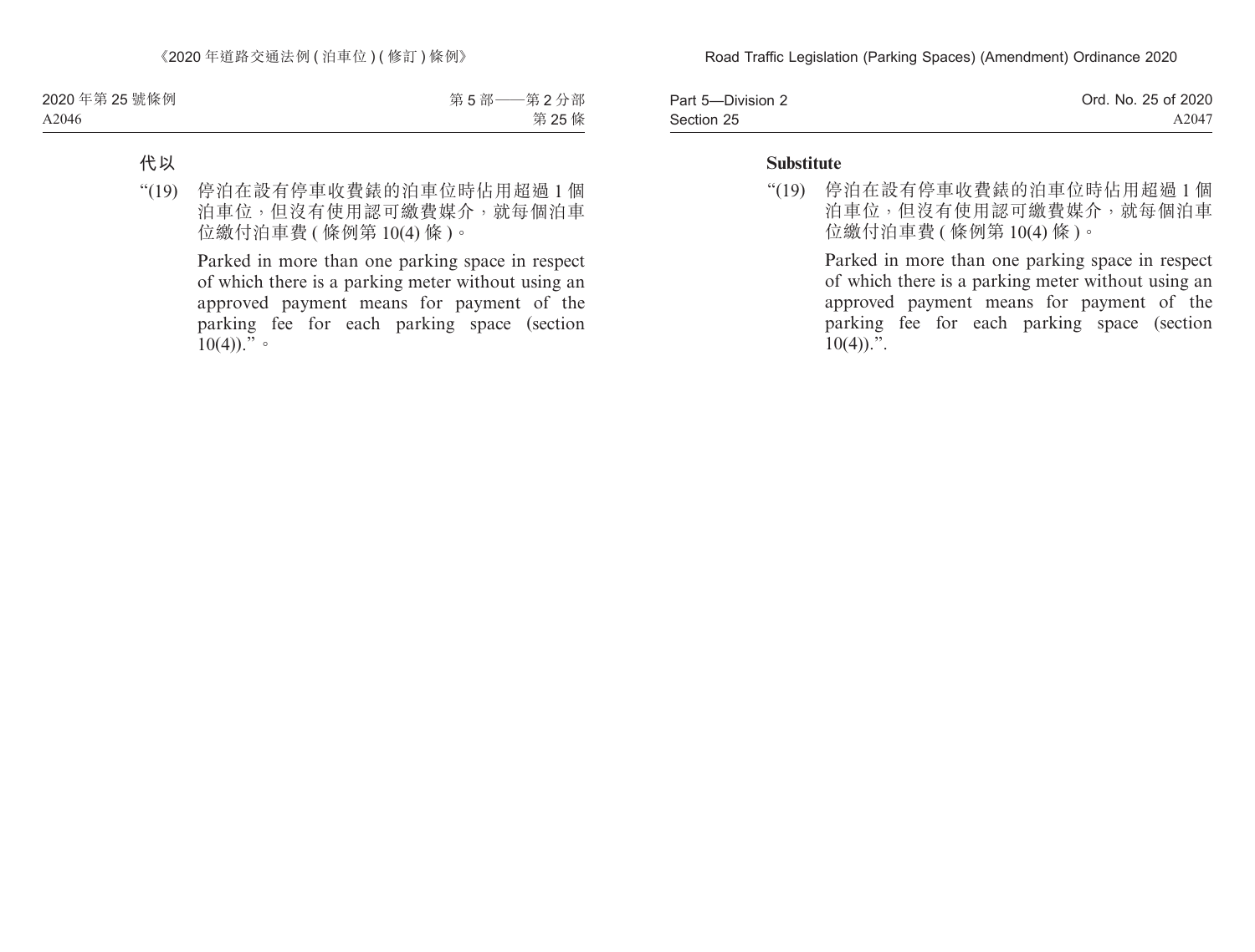**代以**

“(19) 停泊在設有停車收費錶的泊車位時佔用超過 1 個泊車位，但沒有使用認可繳費媒介，就每個泊車位繳付泊車費 ( 條例第 10(4) 條 )。

Parked in more than one parking space in respect of which there is a parking meter without using an approved payment means for payment of the parking fee for each parking space (section 10(4)).”。

**Substitute**

“(19) 停泊在設有停車收費錶的泊車位時佔用超過 1 個泊車位，但沒有使用認可繳費媒介，就每個泊車位繳付泊車費 ( 條例第 10(4) 條 )。

Parked in more than one parking space in respect of which there is a parking meter without using an approved payment means for payment of the parking fee for each parking space (section 10(4)).”.